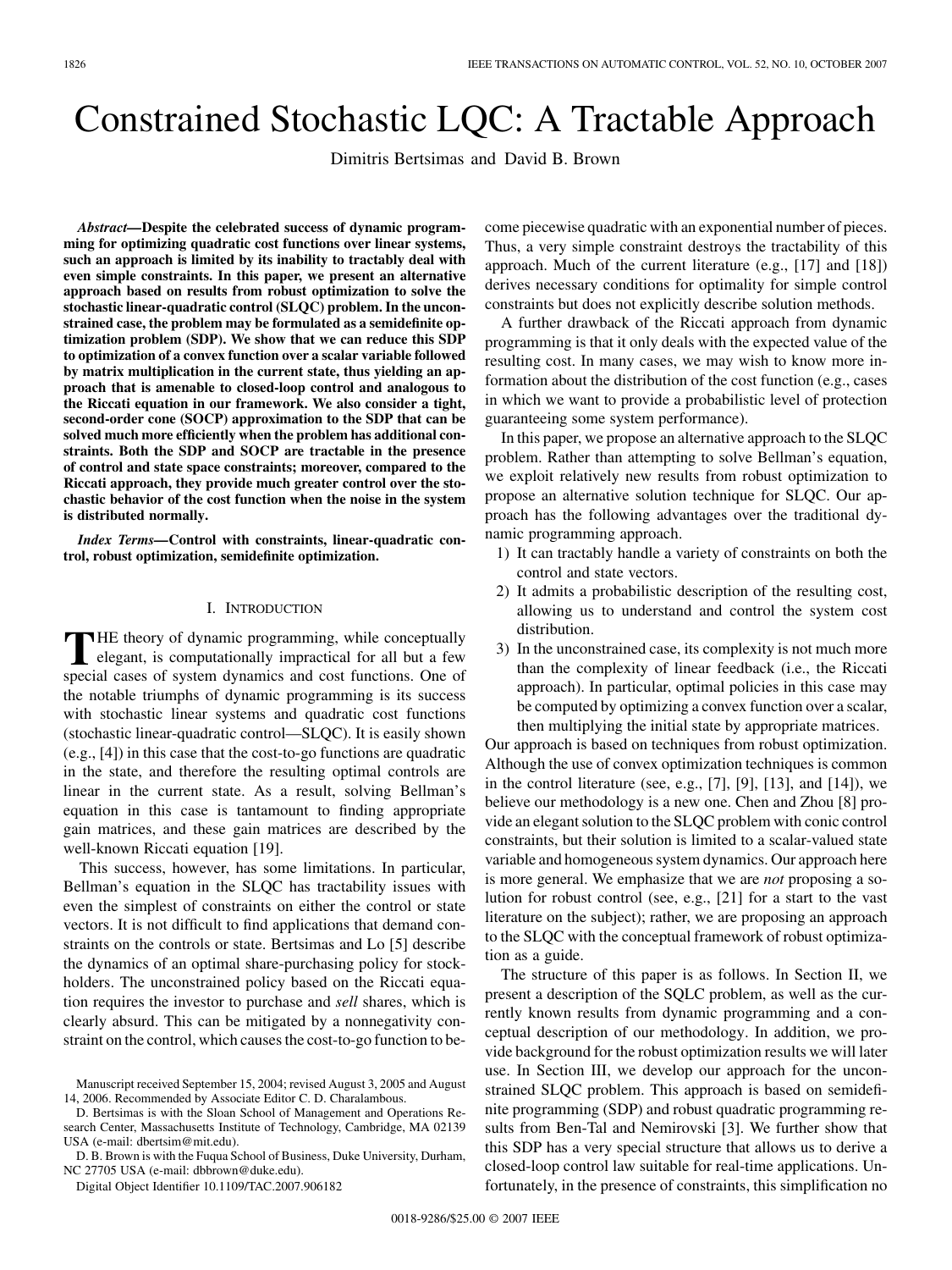# Constrained Stochastic LQC: A Tractable Approach

Dimitris Bertsimas and David B. Brown

***Abstract*—Despite the celebrated success of dynamic programming for optimizing quadratic cost functions over linear systems, such an approach is limited by its inability to tractably deal with even simple constraints. In this paper, we present an alternative approach based on results from robust optimization to solve the stochastic linear-quadratic control (SLQC) problem. In the unconstrained case, the problem may be formulated as a semidefinite optimization problem (SDP). We show that we can reduce this SDP to optimization of a convex function over a scalar variable followed by matrix multiplication in the current state, thus yielding an approach that is amenable to closed-loop control and analogous to the Riccati equation in our framework. We also consider a tight, second-order cone (SOCP) approximation to the SDP that can be solved much more efficiently when the problem has additional constraints. Both the SDP and SOCP are tractable in the presence of control and state space constraints; moreover, compared to the Riccati approach, they provide much greater control over the stochastic behavior of the cost function when the noise in the system is distributed normally.**

***Index Terms*—Control with constraints, linear-quadratic control, robust optimization, semidefinite optimization.**

## I. Introduction

The theory of dynamic programming, while conceptually elegant, is computationally impractical for all but a few special cases of system dynamics and cost functions. One of the notable triumphs of dynamic programming is its success with stochastic linear systems and quadratic cost functions (stochastic linear-quadratic control—SLQC). It is easily shown (e.g., [4]) in this case that the cost-to-go functions are quadratic in the state, and therefore the resulting optimal controls are linear in the current state. As a result, solving Bellman's equation in this case is tantamount to finding appropriate gain matrices, and these gain matrices are described by the well-known Riccati equation [19].

This success, however, has some limitations. In particular, Bellman's equation in the SLQC has tractability issues with even the simplest of constraints on either the control or state vectors. It is not difficult to find applications that demand constraints on the controls or state. Bertsimas and Lo [5] describe the dynamics of an optimal share-purchasing policy for stockholders. The unconstrained policy based on the Riccati equation requires the investor to purchase and *sell* shares, which is clearly absurd. This can be mitigated by a nonnegativity constraint on the control, which causes the cost-to-go function to become piecewise quadratic with an exponential number of pieces. Thus, a very simple constraint destroys the tractability of this approach. Much of the current literature (e.g., [17] and [18]) derives necessary conditions for optimality for simple control constraints but does not explicitly describe solution methods.

A further drawback of the Riccati approach from dynamic programming is that it only deals with the expected value of the resulting cost. In many cases, we may wish to know more information about the distribution of the cost function (e.g., cases in which we want to provide a probabilistic level of protection guaranteeing some system performance).

In this paper, we propose an alternative approach to the SLQC problem. Rather than attempting to solve Bellman's equation, we exploit relatively new results from robust optimization to propose an alternative solution technique for SLQC. Our approach has the following advantages over the traditional dynamic programming approach.

1) It can tractably handle a variety of constraints on both the control and state vectors.
2) It admits a probabilistic description of the resulting cost, allowing us to understand and control the system cost distribution.
3) In the unconstrained case, its complexity is not much more than the complexity of linear feedback (i.e., the Riccati approach). In particular, optimal policies in this case may be computed by optimizing a convex function over a scalar, then multiplying the initial state by appropriate matrices.

Our approach is based on techniques from robust optimization. Although the use of convex optimization techniques is common in the control literature (see, e.g., [7], [9], [13], and [14]), we believe our methodology is a new one. Chen and Zhou [8] provide an elegant solution to the SLQC problem with conic control constraints, but their solution is limited to a scalar-valued state variable and homogeneous system dynamics. Our approach here is more general. We emphasize that we are *not* proposing a solution for robust control (see, e.g., [21] for a start to the vast literature on the subject); rather, we are proposing an approach to the SLQC with the conceptual framework of robust optimization as a guide.

The structure of this paper is as follows. In Section II, we present a description of the SQLC problem, as well as the currently known results from dynamic programming and a conceptual description of our methodology. In addition, we provide background for the robust optimization results we will later use. In Section III, we develop our approach for the unconstrained SLQC problem. This approach is based on semidefinite programming (SDP) and robust quadratic programming results from Ben-Tal and Nemirovski [3]. We further show that this SDP has a very special structure that allows us to derive a closed-loop control law suitable for real-time applications. Unfortunately, in the presence of constraints, this simplification no

Manuscript received September 15, 2004; revised August 3, 2005 and August 14, 2006. Recommended by Associate Editor C. D. Charalambous.

D. Bertsimas is with the Sloan School of Management and Operations Research Center, Massachusetts Institute of Technology, Cambridge, MA 02139 USA (e-mail: dbertsim@mit.edu).

D. B. Brown is with the Fuqua School of Business, Duke University, Durham, NC 27705 USA (e-mail: dbbrown@duke.edu).

Digital Object Identifier 10.1109/TAC.2007.906182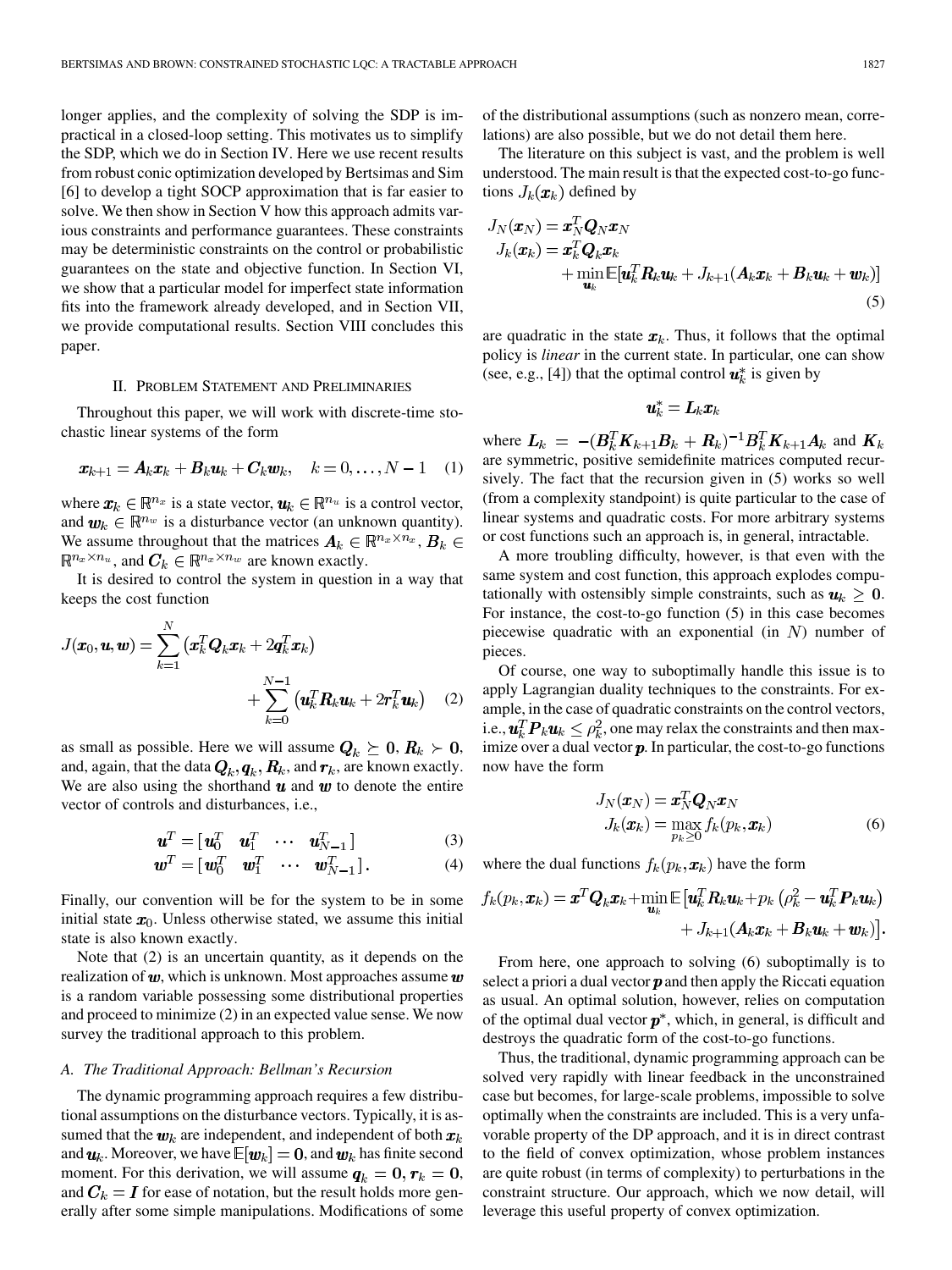longer applies, and the complexity of solving the SDP is impractical in a closed-loop setting. This motivates us to simplify the SDP, which we do in Section IV. Here we use recent results from robust conic optimization developed by Bertsimas and Sim [6] to develop a tight SOCP approximation that is far easier to solve. We then show in Section V how this approach admits various constraints and performance guarantees. These constraints may be deterministic constraints on the control or probabilistic guarantees on the state and objective function. In Section VI, we show that a particular model for imperfect state information fits into the framework already developed, and in Section VII, we provide computational results. Section VIII concludes this paper.

## II. Problem Statement and Preliminaries

Throughout this paper, we will work with discrete-time stochastic linear systems of the form

$$\boldsymbol{x}_{k+1} = \boldsymbol{A}_k \boldsymbol{x}_k + \boldsymbol{B}_k \boldsymbol{u}_k + \boldsymbol{C}_k \boldsymbol{w}_k, \quad k = 0, \ldots, N-1 \tag{1}$$

where $\boldsymbol{x}_k \in \mathbb{R}^{n_x}$ is a state vector, $\boldsymbol{u}_k \in \mathbb{R}^{n_u}$ is a control vector, and $\boldsymbol{w}_k \in \mathbb{R}^{n_w}$ is a disturbance vector (an unknown quantity). We assume throughout that the matrices $\boldsymbol{A}_k \in \mathbb{R}^{n_x \times n_x}$, $\boldsymbol{B}_k \in \mathbb{R}^{n_x \times n_u}$, and $\boldsymbol{C}_k \in \mathbb{R}^{n_x \times n_w}$ are known exactly.

It is desired to control the system in question in a way that keeps the cost function

$$J(\boldsymbol{x}_0, \boldsymbol{u}, \boldsymbol{w}) = \sum_{k=1}^{N} \left( \boldsymbol{x}_k^T \boldsymbol{Q}_k \boldsymbol{x}_k + 2\boldsymbol{q}_k^T \boldsymbol{x}_k \right) + \sum_{k=0}^{N-1} \left( \boldsymbol{u}_k^T \boldsymbol{R}_k \boldsymbol{u}_k + 2\boldsymbol{r}_k^T \boldsymbol{u}_k \right) \tag{2}$$

as small as possible. Here we will assume $\boldsymbol{Q}_k \succeq \boldsymbol{0}$, $\boldsymbol{R}_k \succ \boldsymbol{0}$, and, again, that the data $\boldsymbol{Q}_k, \boldsymbol{q}_k, \boldsymbol{R}_k$, and $\boldsymbol{r}_k$, are known exactly. We are also using the shorthand $\boldsymbol{u}$ and $\boldsymbol{w}$ to denote the entire vector of controls and disturbances, i.e.,

$$\boldsymbol{u}^T = [\boldsymbol{u}_0^T \quad \boldsymbol{u}_1^T \quad \cdots \quad \boldsymbol{u}_{N-1}^T] \tag{3}$$

$$\boldsymbol{w}^T = [\boldsymbol{w}_0^T \quad \boldsymbol{w}_1^T \quad \cdots \quad \boldsymbol{w}_{N-1}^T]. \tag{4}$$

Finally, our convention will be for the system to be in some initial state $\boldsymbol{x}_0$. Unless otherwise stated, we assume this initial state is also known exactly.

Note that (2) is an uncertain quantity, as it depends on the realization of $\boldsymbol{w}$, which is unknown. Most approaches assume $\boldsymbol{w}$ is a random variable possessing some distributional properties and proceed to minimize (2) in an expected value sense. We now survey the traditional approach to this problem.

### A. The Traditional Approach: Bellman's Recursion

The dynamic programming approach requires a few distributional assumptions on the disturbance vectors. Typically, it is assumed that the $\boldsymbol{w}_k$ are independent, and independent of both $\boldsymbol{x}_k$ and $\boldsymbol{u}_k$. Moreover, we have $\mathbb{E}[\boldsymbol{w}_k] = \boldsymbol{0}$, and $\boldsymbol{w}_k$ has finite second moment. For this derivation, we will assume $\boldsymbol{q}_k = \boldsymbol{0}$, $\boldsymbol{r}_k = \boldsymbol{0}$, and $\boldsymbol{C}_k = \boldsymbol{I}$ for ease of notation, but the result holds more generally after some simple manipulations. Modifications of some of the distributional assumptions (such as nonzero mean, correlations) are also possible, but we do not detail them here.

The literature on this subject is vast, and the problem is well understood. The main result is that the expected cost-to-go functions $J_k(\boldsymbol{x}_k)$ defined by

$$\begin{aligned} J_N(\boldsymbol{x}_N) &= \boldsymbol{x}_N^T \boldsymbol{Q}_N \boldsymbol{x}_N \\ J_k(\boldsymbol{x}_k) &= \boldsymbol{x}_k^T \boldsymbol{Q}_k \boldsymbol{x}_k \\ &\quad + \min_{\boldsymbol{u}_k} \mathbb{E}[\boldsymbol{u}_k^T \boldsymbol{R}_k \boldsymbol{u}_k + J_{k+1}(\boldsymbol{A}_k \boldsymbol{x}_k + \boldsymbol{B}_k \boldsymbol{u}_k + \boldsymbol{w}_k)] \end{aligned} \tag{5}$$

are quadratic in the state $\boldsymbol{x}_k$. Thus, it follows that the optimal policy is *linear* in the current state. In particular, one can show (see, e.g., [4]) that the optimal control $\boldsymbol{u}_k^*$ is given by

$$\boldsymbol{u}_k^* = \boldsymbol{L}_k \boldsymbol{x}_k$$

where $\boldsymbol{L}_k = -(\boldsymbol{B}_k^T \boldsymbol{K}_{k+1} \boldsymbol{B}_k + \boldsymbol{R}_k)^{-1} \boldsymbol{B}_k^T \boldsymbol{K}_{k+1} \boldsymbol{A}_k$ and $\boldsymbol{K}_k$ are symmetric, positive semidefinite matrices computed recursively. The fact that the recursion given in (5) works so well (from a complexity standpoint) is quite particular to the case of linear systems and quadratic costs. For more arbitrary systems or cost functions such an approach is, in general, intractable.

A more troubling difficulty, however, is that even with the same system and cost function, this approach explodes computationally with ostensibly simple constraints, such as $\boldsymbol{u}_k \geq \boldsymbol{0}$. For instance, the cost-to-go function (5) in this case becomes piecewise quadratic with an exponential (in $N$) number of pieces.

Of course, one way to suboptimally handle this issue is to apply Lagrangian duality techniques to the constraints. For example, in the case of quadratic constraints on the control vectors, i.e., $\boldsymbol{u}_k^T \boldsymbol{P}_k \boldsymbol{u}_k \leq \rho_k^2$, one may relax the constraints and then maximize over a dual vector $\boldsymbol{p}$. In particular, the cost-to-go functions now have the form

$$\begin{aligned} J_N(\boldsymbol{x}_N) &= \boldsymbol{x}_N^T \boldsymbol{Q}_N \boldsymbol{x}_N \\ J_k(\boldsymbol{x}_k) &= \max_{p_k \geq 0} f_k(p_k, \boldsymbol{x}_k) \end{aligned} \tag{6}$$

where the dual functions $f_k(p_k, \boldsymbol{x}_k)$ have the form

$$f_k(p_k, \boldsymbol{x}_k) = \boldsymbol{x}^T \boldsymbol{Q}_k \boldsymbol{x}_k + \min_{\boldsymbol{u}_k} \mathbb{E}\big[\boldsymbol{u}_k^T \boldsymbol{R}_k \boldsymbol{u}_k + p_k \left(\rho_k^2 - \boldsymbol{u}_k^T \boldsymbol{P}_k \boldsymbol{u}_k\right) + J_{k+1}(\boldsymbol{A}_k \boldsymbol{x}_k + \boldsymbol{B}_k \boldsymbol{u}_k + \boldsymbol{w}_k)\big].$$

From here, one approach to solving (6) suboptimally is to select a priori a dual vector $\boldsymbol{p}$ and then apply the Riccati equation as usual. An optimal solution, however, relies on computation of the optimal dual vector $\boldsymbol{p}^*$, which, in general, is difficult and destroys the quadratic form of the cost-to-go functions.

Thus, the traditional, dynamic programming approach can be solved very rapidly with linear feedback in the unconstrained case but becomes, for large-scale problems, impossible to solve optimally when the constraints are included. This is a very unfavorable property of the DP approach, and it is in direct contrast to the field of convex optimization, whose problem instances are quite robust (in terms of complexity) to perturbations in the constraint structure. Our approach, which we now detail, will leverage this useful property of convex optimization.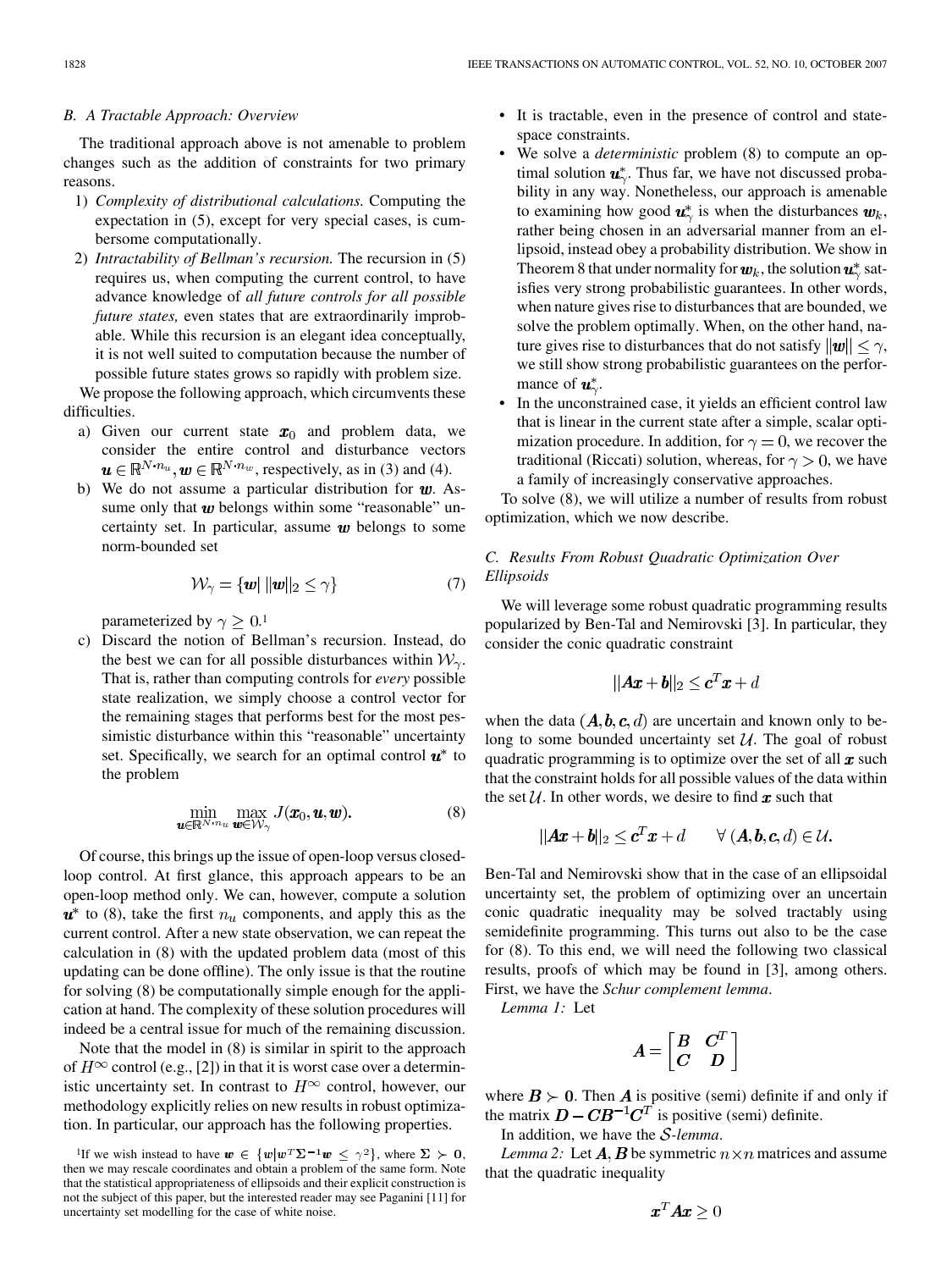### B. A Tractable Approach: Overview

The traditional approach above is not amenable to problem changes such as the addition of constraints for two primary reasons.

1) *Complexity of distributional calculations.* Computing the expectation in (5), except for very special cases, is cumbersome computationally.
2) *Intractability of Bellman's recursion.* The recursion in (5) requires us, when computing the current control, to have advance knowledge of *all future controls for all possible future states,* even states that are extraordinarily improbable. While this recursion is an elegant idea conceptually, it is not well suited to computation because the number of possible future states grows so rapidly with problem size.

We propose the following approach, which circumvents these difficulties.

a) Given our current state $\boldsymbol{x}_0$ and problem data, we consider the entire control and disturbance vectors $\boldsymbol{u} \in \mathbb{R}^{N \cdot n_u}, \boldsymbol{w} \in \mathbb{R}^{N \cdot n_w}$, respectively, as in (3) and (4).
b) We do not assume a particular distribution for $\boldsymbol{w}$. Assume only that $\boldsymbol{w}$ belongs within some "reasonable" uncertainty set. In particular, assume $\boldsymbol{w}$ belongs to some norm-bounded set

$$\mathcal{W}_\gamma = \{\boldsymbol{w} | \, \|\boldsymbol{w}\|_2 \leq \gamma\} \tag{7}$$

parameterized by $\gamma \geq 0$.[1]

c) Discard the notion of Bellman's recursion. Instead, do the best we can for all possible disturbances within $\mathcal{W}_\gamma$. That is, rather than computing controls for *every* possible state realization, we simply choose a control vector for the remaining stages that performs best for the most pessimistic disturbance within this "reasonable" uncertainty set. Specifically, we search for an optimal control $\boldsymbol{u}^*$ to the problem

$$\min_{\boldsymbol{u} \in \mathbb{R}^{N \cdot n_u}} \max_{\boldsymbol{w} \in \mathcal{W}_\gamma} J(\boldsymbol{x}_0, \boldsymbol{u}, \boldsymbol{w}). \tag{8}$$

Of course, this brings up the issue of open-loop versus closed-loop control. At first glance, this approach appears to be an open-loop method only. We can, however, compute a solution $\boldsymbol{u}^*$ to (8), take the first $n_u$ components, and apply this as the current control. After a new state observation, we can repeat the calculation in (8) with the updated problem data (most of this updating can be done offline). The only issue is that the routine for solving (8) be computationally simple enough for the application at hand. The complexity of these solution procedures will indeed be a central issue for much of the remaining discussion.

Note that the model in (8) is similar in spirit to the approach of $H^\infty$ control (e.g., [2]) in that it is worst case over a deterministic uncertainty set. In contrast to $H^\infty$ control, however, our methodology explicitly relies on new results in robust optimization. In particular, our approach has the following properties.

- It is tractable, even in the presence of control and state-space constraints.
- We solve a *deterministic* problem (8) to compute an optimal solution $\boldsymbol{u}^*_\gamma$. Thus far, we have not discussed probability in any way. Nonetheless, our approach is amenable to examining how good $\boldsymbol{u}^*_\gamma$ is when the disturbances $\boldsymbol{w}_k$, rather being chosen in an adversarial manner from an ellipsoid, instead obey a probability distribution. We show in Theorem 8 that under normality for $\boldsymbol{w}_k$, the solution $\boldsymbol{u}^*_\gamma$ satisfies very strong probabilistic guarantees. In other words, when nature gives rise to disturbances that are bounded, we solve the problem optimally. When, on the other hand, nature gives rise to disturbances that do not satisfy $\|\boldsymbol{w}\| \leq \gamma$, we still show strong probabilistic guarantees on the performance of $\boldsymbol{u}^*_\gamma$.
- In the unconstrained case, it yields an efficient control law that is linear in the current state after a simple, scalar optimization procedure. In addition, for $\gamma = 0$, we recover the traditional (Riccati) solution, whereas, for $\gamma > 0$, we have a family of increasingly conservative approaches.

To solve (8), we will utilize a number of results from robust optimization, which we now describe.

### C. Results From Robust Quadratic Optimization Over Ellipsoids

We will leverage some robust quadratic programming results popularized by Ben-Tal and Nemirovski [3]. In particular, they consider the conic quadratic constraint

$$\|\boldsymbol{A}\boldsymbol{x} + \boldsymbol{b}\|_2 \leq \boldsymbol{c}^T\boldsymbol{x} + d$$

when the data $(\boldsymbol{A}, \boldsymbol{b}, \boldsymbol{c}, d)$ are uncertain and known only to belong to some bounded uncertainty set $\mathcal{U}$. The goal of robust quadratic programming is to optimize over the set of all $\boldsymbol{x}$ such that the constraint holds for all possible values of the data within the set $\mathcal{U}$. In other words, we desire to find $\boldsymbol{x}$ such that

$$\|\boldsymbol{A}\boldsymbol{x} + \boldsymbol{b}\|_2 \leq \boldsymbol{c}^T\boldsymbol{x} + d \qquad \forall\, (\boldsymbol{A}, \boldsymbol{b}, \boldsymbol{c}, d) \in \mathcal{U}.$$

Ben-Tal and Nemirovski show that in the case of an ellipsoidal uncertainty set, the problem of optimizing over an uncertain conic quadratic inequality may be solved tractably using semidefinite programming. This turns out also to be the case for (8). To this end, we will need the following two classical results, proofs of which may be found in [3], among others. First, we have the *Schur complement lemma*.

*Lemma 1:* Let

$$\boldsymbol{A} = \begin{bmatrix} \boldsymbol{B} & \boldsymbol{C}^T \\ \boldsymbol{C} & \boldsymbol{D} \end{bmatrix}$$

where $\boldsymbol{B} \succ \boldsymbol{0}$. Then $\boldsymbol{A}$ is positive (semi) definite if and only if the matrix $\boldsymbol{D} - \boldsymbol{C}\boldsymbol{B}^{-1}\boldsymbol{C}^T$ is positive (semi) definite.

In addition, we have the $\mathcal{S}$*-lemma*.

*Lemma 2:* Let $\boldsymbol{A}, \boldsymbol{B}$ be symmetric $n \times n$ matrices and assume that the quadratic inequality

$$\boldsymbol{x}^T\boldsymbol{A}\boldsymbol{x} \geq 0$$

[1] If we wish instead to have $\boldsymbol{w} \in \{\boldsymbol{w} | \boldsymbol{w}^T\boldsymbol{\Sigma}^{-1}\boldsymbol{w} \leq \gamma^2\}$, where $\boldsymbol{\Sigma} \succ \boldsymbol{0}$, then we may rescale coordinates and obtain a problem of the same form. Note that the statistical appropriateness of ellipsoids and their explicit construction is not the subject of this paper, but the interested reader may see Paganini [11] for uncertainty set modelling for the case of white noise.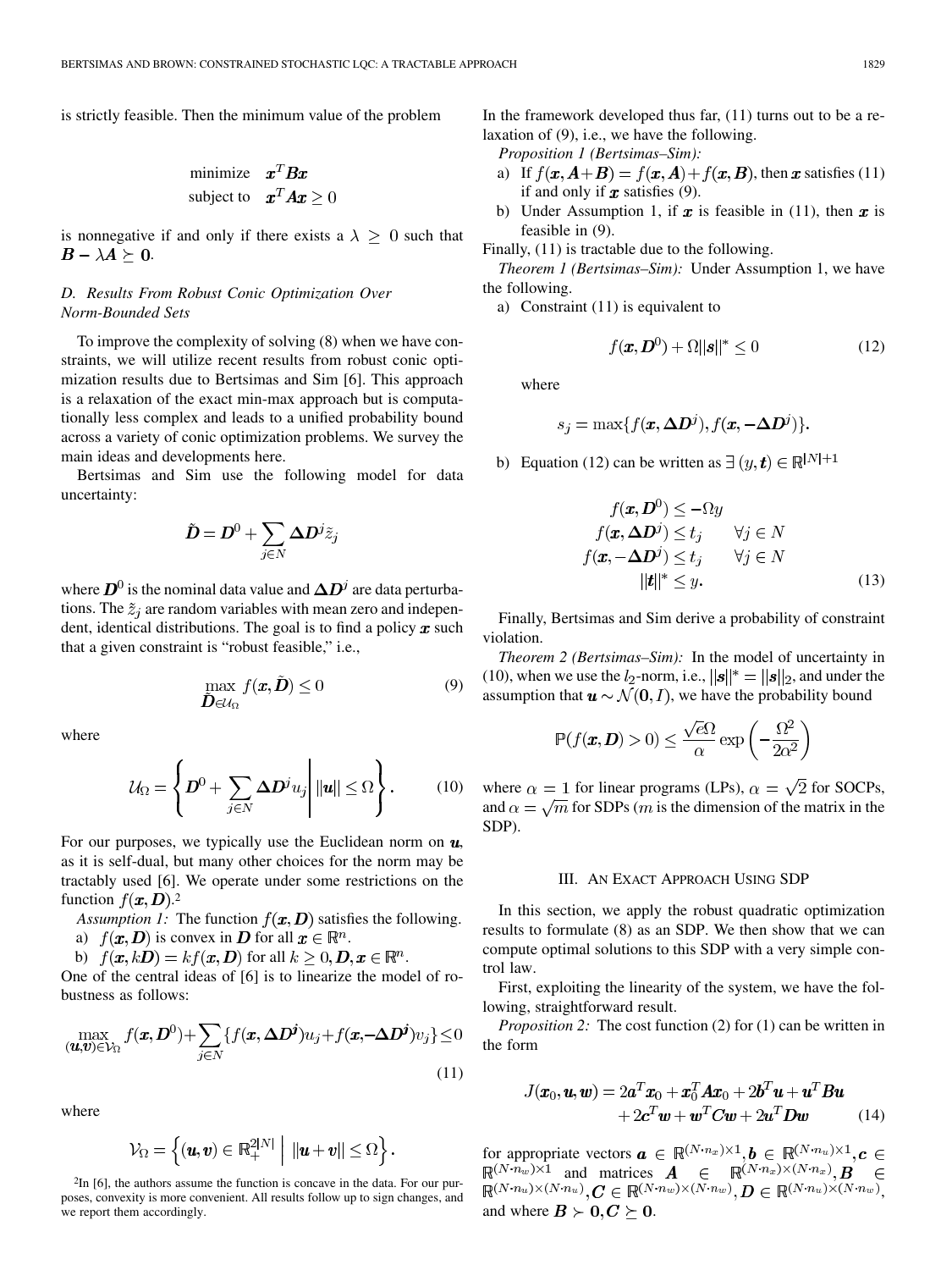is strictly feasible. Then the minimum value of the problem

$$\begin{array}{ll} \text{minimize} & \boldsymbol{x}^T\boldsymbol{B}\boldsymbol{x} \\ \text{subject to} & \boldsymbol{x}^T\boldsymbol{A}\boldsymbol{x} \geq 0 \end{array}$$

is nonnegative if and only if there exists a $\lambda \geq 0$ such that $\boldsymbol{B} - \lambda\boldsymbol{A} \succeq \boldsymbol{0}$.

### D. Results From Robust Conic Optimization Over Norm-Bounded Sets

To improve the complexity of solving (8) when we have constraints, we will utilize recent results from robust conic optimization results due to Bertsimas and Sim [6]. This approach is a relaxation of the exact min-max approach but is computationally less complex and leads to a unified probability bound across a variety of conic optimization problems. We survey the main ideas and developments here.

Bertsimas and Sim use the following model for data uncertainty:

$$\tilde{\boldsymbol{D}} = \boldsymbol{D}^0 + \sum_{j \in N} \boldsymbol{\Delta D}^j \tilde{z}_j$$

where $\boldsymbol{D}^0$ is the nominal data value and $\boldsymbol{\Delta D}^j$ are data perturbations. The $\tilde{z}_j$ are random variables with mean zero and independent, identical distributions. The goal is to find a policy $\boldsymbol{x}$ such that a given constraint is "robust feasible," i.e.,

$$\max_{\tilde{\boldsymbol{D}} \in \mathcal{U}_\Omega} f(\boldsymbol{x}, \tilde{\boldsymbol{D}}) \leq 0 \tag{9}$$

where

$$\mathcal{U}_\Omega = \left\{ \boldsymbol{D}^0 + \sum_{j \in N} \boldsymbol{\Delta D}^j u_j \,\middle|\, \|\boldsymbol{u}\| \leq \Omega \right\}. \tag{10}$$

For our purposes, we typically use the Euclidean norm on $\boldsymbol{u}$, as it is self-dual, but many other choices for the norm may be tractably used [6]. We operate under some restrictions on the function $f(\boldsymbol{x}, \boldsymbol{D})$.[2]

*Assumption 1:* The function $f(\boldsymbol{x}, \boldsymbol{D})$ satisfies the following.

a) $f(\boldsymbol{x}, \boldsymbol{D})$ is convex in $\boldsymbol{D}$ for all $\boldsymbol{x} \in \mathbb{R}^n$.

b) $f(\boldsymbol{x}, k\boldsymbol{D}) = kf(\boldsymbol{x}, \boldsymbol{D})$ for all $k \geq 0, \boldsymbol{D}, \boldsymbol{x} \in \mathbb{R}^n$.

One of the central ideas of [6] is to linearize the model of robustness as follows:

$$\max_{(\boldsymbol{u},\boldsymbol{v}) \in \mathcal{V}_\Omega} f(\boldsymbol{x}, \boldsymbol{D}^0) + \sum_{j \in N} \{ f(\boldsymbol{x}, \boldsymbol{\Delta D}^j) u_j + f(\boldsymbol{x}, -\boldsymbol{\Delta D}^j) v_j \} \leq 0 \tag{11}$$

where

$$\mathcal{V}_\Omega = \left\{ (\boldsymbol{u}, \boldsymbol{v}) \in \mathbb{R}_+^{2|N|} \,\middle|\, \|\boldsymbol{u} + \boldsymbol{v}\| \leq \Omega \right\}.$$

[2] In [6], the authors assume the function is concave in the data. For our purposes, convexity is more convenient. All results follow up to sign changes, and we report them accordingly.

In the framework developed thus far, (11) turns out to be a relaxation of (9), i.e., we have the following.

*Proposition 1 (Bertsimas–Sim):*

a) If $f(\boldsymbol{x}, \boldsymbol{A} + \boldsymbol{B}) = f(\boldsymbol{x}, \boldsymbol{A}) + f(\boldsymbol{x}, \boldsymbol{B})$, then $\boldsymbol{x}$ satisfies (11) if and only if $\boldsymbol{x}$ satisfies (9).

b) Under Assumption 1, if $\boldsymbol{x}$ is feasible in (11), then $\boldsymbol{x}$ is feasible in (9).

Finally, (11) is tractable due to the following.

*Theorem 1 (Bertsimas–Sim):* Under Assumption 1, we have the following.

a) Constraint (11) is equivalent to

$$f(\boldsymbol{x}, \boldsymbol{D}^0) + \Omega \|\boldsymbol{s}\|^* \leq 0 \tag{12}$$

where

$$s_j = \max\{ f(\boldsymbol{x}, \boldsymbol{\Delta D}^j), f(\boldsymbol{x}, -\boldsymbol{\Delta D}^j) \}.$$

b) Equation (12) can be written as $\exists\, (y, \boldsymbol{t}) \in \mathbb{R}^{|N|+1}$

$$\begin{aligned} f(\boldsymbol{x}, \boldsymbol{D}^0) &\leq -\Omega y \\ f(\boldsymbol{x}, \boldsymbol{\Delta D}^j) &\leq t_j \qquad \forall j \in N \\ f(\boldsymbol{x}, -\boldsymbol{\Delta D}^j) &\leq t_j \qquad \forall j \in N \\ \|\boldsymbol{t}\|^* &\leq y. \end{aligned} \tag{13}$$

Finally, Bertsimas and Sim derive a probability of constraint violation.

*Theorem 2 (Bertsimas–Sim):* In the model of uncertainty in (10), when we use the $l_2$-norm, i.e., $\|\boldsymbol{s}\|^* = \|\boldsymbol{s}\|_2$, and under the assumption that $\boldsymbol{u} \sim \mathcal{N}(\boldsymbol{0}, I)$, we have the probability bound

$$\mathbb{P}(f(\boldsymbol{x}, \boldsymbol{D}) > 0) \leq \frac{\sqrt{e}\Omega}{\alpha} \exp\left( -\frac{\Omega^2}{2\alpha^2} \right)$$

where $\alpha = 1$ for linear programs (LPs), $\alpha = \sqrt{2}$ for SOCPs, and $\alpha = \sqrt{m}$ for SDPs ($m$ is the dimension of the matrix in the SDP).

## III. An Exact Approach Using SDP

In this section, we apply the robust quadratic optimization results to formulate (8) as an SDP. We then show that we can compute optimal solutions to this SDP with a very simple control law.

First, exploiting the linearity of the system, we have the following, straightforward result.

*Proposition 2:* The cost function (2) for (1) can be written in the form

$$\begin{aligned} J(\boldsymbol{x}_0, \boldsymbol{u}, \boldsymbol{w}) = 2\boldsymbol{a}^T\boldsymbol{x}_0 + \boldsymbol{x}_0^T\boldsymbol{A}\boldsymbol{x}_0 + 2\boldsymbol{b}^T\boldsymbol{u} + \boldsymbol{u}^T\boldsymbol{B}\boldsymbol{u} \\ + 2\boldsymbol{c}^T\boldsymbol{w} + \boldsymbol{w}^T\boldsymbol{C}\boldsymbol{w} + 2\boldsymbol{u}^T\boldsymbol{D}\boldsymbol{w} \end{aligned} \tag{14}$$

for appropriate vectors $\boldsymbol{a} \in \mathbb{R}^{(N \cdot n_x) \times 1}, \boldsymbol{b} \in \mathbb{R}^{(N \cdot n_u) \times 1}, \boldsymbol{c} \in \mathbb{R}^{(N \cdot n_w) \times 1}$ and matrices $\boldsymbol{A} \in \mathbb{R}^{(N \cdot n_x) \times (N \cdot n_x)}, \boldsymbol{B} \in \mathbb{R}^{(N \cdot n_u) \times (N \cdot n_u)}, \boldsymbol{C} \in \mathbb{R}^{(N \cdot n_w) \times (N \cdot n_w)}, \boldsymbol{D} \in \mathbb{R}^{(N \cdot n_u) \times (N \cdot n_w)}$, and where $\boldsymbol{B} \succ \boldsymbol{0}, \boldsymbol{C} \succeq \boldsymbol{0}$.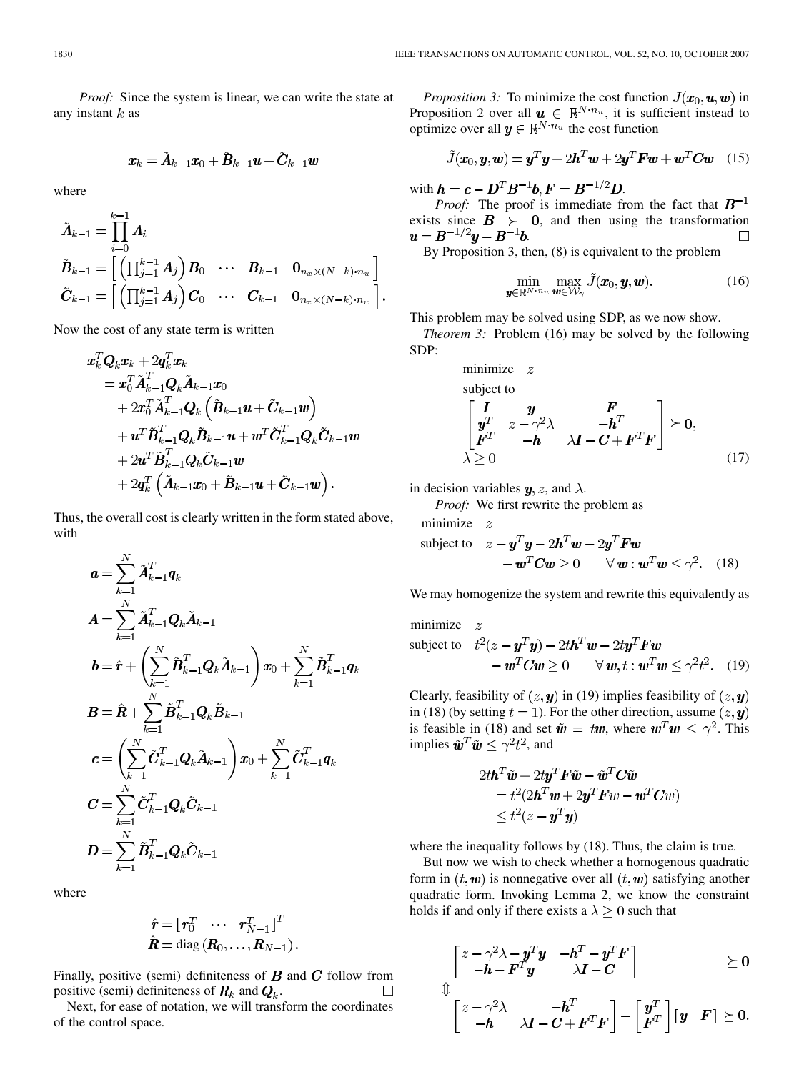*Proof:* Since the system is linear, we can write the state at any instant $k$ as

$$\boldsymbol{x}_k = \tilde{\boldsymbol{A}}_{k-1}\boldsymbol{x}_0 + \tilde{\boldsymbol{B}}_{k-1}\boldsymbol{u} + \tilde{\boldsymbol{C}}_{k-1}\boldsymbol{w}$$

where

$$\tilde{\boldsymbol{A}}_{k-1} = \prod_{i=0}^{k-1} \boldsymbol{A}_i$$

$$\tilde{\boldsymbol{B}}_{k-1} = \begin{bmatrix} \left(\prod_{j=1}^{k-1} \boldsymbol{A}_j\right)\boldsymbol{B}_0 & \cdots & \boldsymbol{B}_{k-1} & \boldsymbol{0}_{n_x \times (N-k)\cdot n_u} \end{bmatrix}$$

$$\tilde{\boldsymbol{C}}_{k-1} = \begin{bmatrix} \left(\prod_{j=1}^{k-1} \boldsymbol{A}_j\right)\boldsymbol{C}_0 & \cdots & \boldsymbol{C}_{k-1} & \boldsymbol{0}_{n_x \times (N-k)\cdot n_w} \end{bmatrix}.$$

Now the cost of any state term is written

$$\begin{aligned}
&\boldsymbol{x}_k^T \boldsymbol{Q}_k \boldsymbol{x}_k + 2\boldsymbol{q}_k^T \boldsymbol{x}_k \\
&= \boldsymbol{x}_0^T \tilde{\boldsymbol{A}}_{k-1}^T \boldsymbol{Q}_k \tilde{\boldsymbol{A}}_{k-1}\boldsymbol{x}_0 \\
&\quad + 2\boldsymbol{x}_0^T \tilde{\boldsymbol{A}}_{k-1}^T \boldsymbol{Q}_k \left(\tilde{\boldsymbol{B}}_{k-1}\boldsymbol{u} + \tilde{\boldsymbol{C}}_{k-1}\boldsymbol{w}\right) \\
&\quad + \boldsymbol{u}^T \tilde{\boldsymbol{B}}_{k-1}^T \boldsymbol{Q}_k \tilde{\boldsymbol{B}}_{k-1}\boldsymbol{u} + \boldsymbol{w}^T \tilde{\boldsymbol{C}}_{k-1}^T \boldsymbol{Q}_k \tilde{\boldsymbol{C}}_{k-1}\boldsymbol{w} \\
&\quad + 2\boldsymbol{u}^T \tilde{\boldsymbol{B}}_{k-1}^T \boldsymbol{Q}_k \tilde{\boldsymbol{C}}_{k-1}\boldsymbol{w} \\
&\quad + 2\boldsymbol{q}_k^T \left(\tilde{\boldsymbol{A}}_{k-1}\boldsymbol{x}_0 + \tilde{\boldsymbol{B}}_{k-1}\boldsymbol{u} + \tilde{\boldsymbol{C}}_{k-1}\boldsymbol{w}\right).
\end{aligned}$$

Thus, the overall cost is clearly written in the form stated above, with

$$\begin{aligned}
\boldsymbol{a} &= \sum_{k=1}^{N} \tilde{\boldsymbol{A}}_{k-1}^T \boldsymbol{q}_k \\
\boldsymbol{A} &= \sum_{k=1}^{N} \tilde{\boldsymbol{A}}_{k-1}^T \boldsymbol{Q}_k \tilde{\boldsymbol{A}}_{k-1} \\
\boldsymbol{b} &= \hat{\boldsymbol{r}} + \left(\sum_{k=1}^{N} \tilde{\boldsymbol{B}}_{k-1}^T \boldsymbol{Q}_k \tilde{\boldsymbol{A}}_{k-1}\right)\boldsymbol{x}_0 + \sum_{k=1}^{N} \tilde{\boldsymbol{B}}_{k-1}^T \boldsymbol{q}_k \\
\boldsymbol{B} &= \hat{\boldsymbol{R}} + \sum_{k=1}^{N} \tilde{\boldsymbol{B}}_{k-1}^T \boldsymbol{Q}_k \tilde{\boldsymbol{B}}_{k-1} \\
\boldsymbol{c} &= \left(\sum_{k=1}^{N} \tilde{\boldsymbol{C}}_{k-1}^T \boldsymbol{Q}_k \tilde{\boldsymbol{A}}_{k-1}\right)\boldsymbol{x}_0 + \sum_{k=1}^{N} \tilde{\boldsymbol{C}}_{k-1}^T \boldsymbol{q}_k \\
\boldsymbol{C} &= \sum_{k=1}^{N} \tilde{\boldsymbol{C}}_{k-1}^T \boldsymbol{Q}_k \tilde{\boldsymbol{C}}_{k-1} \\
\boldsymbol{D} &= \sum_{k=1}^{N} \tilde{\boldsymbol{B}}_{k-1}^T \boldsymbol{Q}_k \tilde{\boldsymbol{C}}_{k-1}
\end{aligned}$$

where

$$\begin{aligned}
\hat{\boldsymbol{r}} &= \begin{bmatrix} \boldsymbol{r}_0^T & \cdots & \boldsymbol{r}_{N-1}^T \end{bmatrix}^T \\
\hat{\boldsymbol{R}} &= \operatorname{diag}(\boldsymbol{R}_0, \ldots, \boldsymbol{R}_{N-1}).
\end{aligned}$$

Finally, positive (semi) definiteness of $\boldsymbol{B}$ and $\boldsymbol{C}$ follow from positive (semi) definiteness of $\boldsymbol{R}_k$ and $\boldsymbol{Q}_k$. $\square$

Next, for ease of notation, we will transform the coordinates of the control space.

*Proposition 3:* To minimize the cost function $J(\boldsymbol{x}_0, \boldsymbol{u}, \boldsymbol{w})$ in Proposition 2 over all $\boldsymbol{u} \in \mathbb{R}^{N\cdot n_u}$, it is sufficient instead to optimize over all $\boldsymbol{y} \in \mathbb{R}^{N\cdot n_u}$ the cost function

$$\tilde{J}(\boldsymbol{x}_0, \boldsymbol{y}, \boldsymbol{w}) = \boldsymbol{y}^T\boldsymbol{y} + 2\boldsymbol{h}^T\boldsymbol{w} + 2\boldsymbol{y}^T\boldsymbol{F}\boldsymbol{w} + \boldsymbol{w}^T\boldsymbol{C}\boldsymbol{w} \quad (15)$$

with $\boldsymbol{h} = \boldsymbol{c} - \boldsymbol{D}^T B^{-1}\boldsymbol{b}, \boldsymbol{F} = B^{-1/2}\boldsymbol{D}$.

*Proof:* The proof is immediate from the fact that $\boldsymbol{B}^{-1}$ exists since $\boldsymbol{B} \succ \boldsymbol{0}$, and then using the transformation $\boldsymbol{u} = \boldsymbol{B}^{-1/2}\boldsymbol{y} - \boldsymbol{B}^{-1}\boldsymbol{b}$. $\square$

By Proposition 3, then, (8) is equivalent to the problem

$$\min_{\boldsymbol{y}\in\mathbb{R}^{N\cdot n_u}} \max_{\boldsymbol{w}\in\mathcal{W}_\gamma} \tilde{J}(\boldsymbol{x}_0, \boldsymbol{y}, \boldsymbol{w}). \quad (16)$$

This problem may be solved using SDP, as we now show.

*Theorem 3:* Problem (16) may be solved by the following SDP:

$$\begin{aligned}
&\text{minimize} \quad z \\
&\text{subject to} \\
&\begin{bmatrix} \boldsymbol{I} & \boldsymbol{y} & \boldsymbol{F} \\ \boldsymbol{y}^T & z - \gamma^2\lambda & -\boldsymbol{h}^T \\ \boldsymbol{F}^T & -\boldsymbol{h} & \lambda\boldsymbol{I} - \boldsymbol{C} + \boldsymbol{F}^T\boldsymbol{F} \end{bmatrix} \succeq \boldsymbol{0}, \\
&\lambda \geq 0
\end{aligned} \quad (17)$$

in decision variables $\boldsymbol{y}$, $z$, and $\lambda$.

*Proof:* We first rewrite the problem as

$$\begin{aligned}
&\text{minimize} \quad z \\
&\text{subject to} \quad z - \boldsymbol{y}^T\boldsymbol{y} - 2\boldsymbol{h}^T\boldsymbol{w} - 2\boldsymbol{y}^T\boldsymbol{F}\boldsymbol{w} \\
&\qquad\qquad - \boldsymbol{w}^T\boldsymbol{C}\boldsymbol{w} \geq 0 \qquad \forall\, \boldsymbol{w} : \boldsymbol{w}^T\boldsymbol{w} \leq \gamma^2.
\end{aligned} \quad (18)$$

We may homogenize the system and rewrite this equivalently as

$$\begin{aligned}
&\text{minimize} \quad z \\
&\text{subject to} \quad t^2(z - \boldsymbol{y}^T\boldsymbol{y}) - 2t\boldsymbol{h}^T\boldsymbol{w} - 2t\boldsymbol{y}^T\boldsymbol{F}\boldsymbol{w} \\
&\qquad\qquad - \boldsymbol{w}^T\boldsymbol{C}\boldsymbol{w} \geq 0 \qquad \forall\, \boldsymbol{w}, t : \boldsymbol{w}^T\boldsymbol{w} \leq \gamma^2 t^2.
\end{aligned} \quad (19)$$

Clearly, feasibility of $(z, \boldsymbol{y})$ in (19) implies feasibility of $(z, \boldsymbol{y})$ in (18) (by setting $t = 1$). For the other direction, assume $(z, \boldsymbol{y})$ is feasible in (18) and set $\tilde{\boldsymbol{w}} = t\boldsymbol{w}$, where $\boldsymbol{w}^T\boldsymbol{w} \leq \gamma^2$. This implies $\tilde{\boldsymbol{w}}^T\tilde{\boldsymbol{w}} \leq \gamma^2 t^2$, and

$$\begin{aligned}
&2t\boldsymbol{h}^T\tilde{\boldsymbol{w}} + 2t\boldsymbol{y}^T\boldsymbol{F}\tilde{\boldsymbol{w}} - \tilde{\boldsymbol{w}}^T\boldsymbol{C}\tilde{\boldsymbol{w}} \\
&= t^2(2\boldsymbol{h}^T\boldsymbol{w} + 2\boldsymbol{y}^T\boldsymbol{F}w - \boldsymbol{w}^T\boldsymbol{C}w) \\
&\leq t^2(z - \boldsymbol{y}^T\boldsymbol{y})
\end{aligned}$$

where the inequality follows by (18). Thus, the claim is true.

But now we wish to check whether a homogenous quadratic form in $(t, \boldsymbol{w})$ is nonnegative over all $(t, \boldsymbol{w})$ satisfying another quadratic form. Invoking Lemma 2, we know the constraint holds if and only if there exists a $\lambda \geq 0$ such that

$$\begin{bmatrix} z - \gamma^2\lambda - \boldsymbol{y}^T\boldsymbol{y} & -\boldsymbol{h}^T - \boldsymbol{y}^T\boldsymbol{F} \\ -\boldsymbol{h} - \boldsymbol{F}^T\boldsymbol{y} & \lambda\boldsymbol{I} - \boldsymbol{C} \end{bmatrix} \succeq \boldsymbol{0}$$

$$\Updownarrow$$

$$\begin{bmatrix} z - \gamma^2\lambda & -\boldsymbol{h}^T \\ -\boldsymbol{h} & \lambda\boldsymbol{I} - \boldsymbol{C} + \boldsymbol{F}^T\boldsymbol{F} \end{bmatrix} - \begin{bmatrix} \boldsymbol{y}^T \\ \boldsymbol{F}^T \end{bmatrix} \begin{bmatrix} \boldsymbol{y} & \boldsymbol{F} \end{bmatrix} \succeq \boldsymbol{0}.$$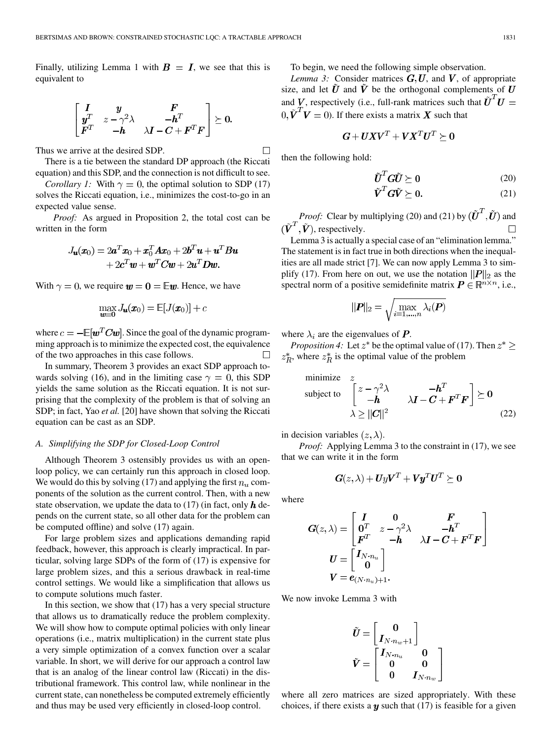Finally, utilizing Lemma 1 with $\boldsymbol{B} = \boldsymbol{I}$, we see that this is equivalent to

$$\begin{bmatrix} \boldsymbol{I} & \boldsymbol{y} & \boldsymbol{F} \\ \boldsymbol{y}^T & z - \gamma^2\lambda & -\boldsymbol{h}^T \\ \boldsymbol{F}^T & -\boldsymbol{h} & \lambda\boldsymbol{I} - \boldsymbol{C} + \boldsymbol{F}^T\boldsymbol{F} \end{bmatrix} \succeq \boldsymbol{0}.$$

Thus we arrive at the desired SDP. $\square$

There is a tie between the standard DP approach (the Riccati equation) and this SDP, and the connection is not difficult to see.

*Corollary 1:* With $\gamma = 0$, the optimal solution to SDP (17) solves the Riccati equation, i.e., minimizes the cost-to-go in an expected value sense.

*Proof:* As argued in Proposition 2, the total cost can be written in the form

$$J_{\boldsymbol{u}}(\boldsymbol{x}_0) = 2\boldsymbol{a}^T\boldsymbol{x}_0 + \boldsymbol{x}_0^T\boldsymbol{A}\boldsymbol{x}_0 + 2\boldsymbol{b}^T\boldsymbol{u} + \boldsymbol{u}^T\boldsymbol{B}\boldsymbol{u} + 2\boldsymbol{c}^T\boldsymbol{w} + \boldsymbol{w}^T\boldsymbol{C}\boldsymbol{w} + 2\boldsymbol{u}^T\boldsymbol{D}\boldsymbol{w}.$$

With $\gamma = 0$, we require $\boldsymbol{w} = \boldsymbol{0} = \mathbb{E}\boldsymbol{w}$. Hence, we have

$$\max_{\boldsymbol{w}=\boldsymbol{0}} J_{\boldsymbol{u}}(\boldsymbol{x}_0) = \mathbb{E}[J(\boldsymbol{x}_0)] + c$$

where $c = -\mathbb{E}[\boldsymbol{w}^T\boldsymbol{C}\boldsymbol{w}]$. Since the goal of the dynamic programming approach is to minimize the expected cost, the equivalence of the two approaches in this case follows. $\square$

In summary, Theorem 3 provides an exact SDP approach towards solving (16), and in the limiting case $\gamma = 0$, this SDP yields the same solution as the Riccati equation. It is not surprising that the complexity of the problem is that of solving an SDP; in fact, Yao *et al.* [20] have shown that solving the Riccati equation can be cast as an SDP.

### A. Simplifying the SDP for Closed-Loop Control

Although Theorem 3 ostensibly provides us with an open-loop policy, we can certainly run this approach in closed loop. We would do this by solving (17) and applying the first $n_u$ components of the solution as the current control. Then, with a new state observation, we update the data to (17) (in fact, only $\boldsymbol{h}$ depends on the current state, so all other data for the problem can be computed offline) and solve (17) again.

For large problem sizes and applications demanding rapid feedback, however, this approach is clearly impractical. In particular, solving large SDPs of the form of (17) is expensive for large problem sizes, and this a serious drawback in real-time control settings. We would like a simplification that allows us to compute solutions much faster.

In this section, we show that (17) has a very special structure that allows us to dramatically reduce the problem complexity. We will show how to compute optimal policies with only linear operations (i.e., matrix multiplication) in the current state plus a very simple optimization of a convex function over a scalar variable. In short, we will derive for our approach a control law that is an analog of the linear control law (Riccati) in the distributional framework. This control law, while nonlinear in the current state, can nonetheless be computed extremely efficiently and thus may be used very efficiently in closed-loop control.

To begin, we need the following simple observation.

*Lemma 3:* Consider matrices $\boldsymbol{G}, \boldsymbol{U}$, and $\boldsymbol{V}$, of appropriate size, and let $\tilde{\boldsymbol{U}}$ and $\tilde{\boldsymbol{V}}$ be the orthogonal complements of $\boldsymbol{U}$ and $\boldsymbol{V}$, respectively (i.e., full-rank matrices such that $\tilde{\boldsymbol{U}}^T\boldsymbol{U} = 0, \tilde{\boldsymbol{V}}^T\boldsymbol{V} = 0$). If there exists a matrix $\boldsymbol{X}$ such that

$$\boldsymbol{G} + \boldsymbol{U}\boldsymbol{X}\boldsymbol{V}^T + \boldsymbol{V}\boldsymbol{X}^T\boldsymbol{U}^T \succeq \boldsymbol{0}$$

then the following hold:

$$\tilde{\boldsymbol{U}}^T\boldsymbol{G}\tilde{\boldsymbol{U}} \succeq \boldsymbol{0} \tag{20}$$

$$\tilde{\boldsymbol{V}}^T\boldsymbol{G}\tilde{\boldsymbol{V}} \succeq \boldsymbol{0}. \tag{21}$$

*Proof:* Clear by multiplying (20) and (21) by $(\tilde{\boldsymbol{U}}^T, \tilde{\boldsymbol{U}})$ and $(\tilde{\boldsymbol{V}}^T, \tilde{\boldsymbol{V}})$, respectively. $\square$

Lemma 3 is actually a special case of an "elimination lemma." The statement is in fact true in both directions when the inequalities are all made strict [7]. We can now apply Lemma 3 to simplify (17). From here on out, we use the notation $\|\boldsymbol{P}\|_2$ as the spectral norm of a positive semidefinite matrix $\boldsymbol{P} \in \mathbb{R}^{n \times n}$, i.e.,

$$\|\boldsymbol{P}\|_2 = \sqrt{\max_{i=1,\ldots,n} \lambda_i(\boldsymbol{P})}$$

where $\lambda_i$ are the eigenvalues of $\boldsymbol{P}$.

*Proposition 4:* Let $z^*$ be the optimal value of (17). Then $z^* \geq z_R^*$, where $z_R^*$ is the optimal value of the problem

$$\begin{aligned} \text{minimize} \quad & z \\ \text{subject to} \quad & \begin{bmatrix} z - \gamma^2\lambda & -\boldsymbol{h}^T \\ -\boldsymbol{h} & \lambda\boldsymbol{I} - \boldsymbol{C} + \boldsymbol{F}^T\boldsymbol{F} \end{bmatrix} \succeq \boldsymbol{0} \\ & \lambda \geq \|\boldsymbol{C}\|^2 \end{aligned} \tag{22}$$

in decision variables $(z, \lambda)$.

*Proof:* Applying Lemma 3 to the constraint in (17), we see that we can write it in the form

$$\boldsymbol{G}(z, \lambda) + \boldsymbol{U}y\boldsymbol{V}^T + \boldsymbol{V}\boldsymbol{y}^T\boldsymbol{U}^T \succeq \boldsymbol{0}$$

where

$$\boldsymbol{G}(z, \lambda) = \begin{bmatrix} \boldsymbol{I} & \boldsymbol{0} & \boldsymbol{F} \\ \boldsymbol{0}^T & z - \gamma^2\lambda & -\boldsymbol{h}^T \\ \boldsymbol{F}^T & -\boldsymbol{h} & \lambda\boldsymbol{I} - \boldsymbol{C} + \boldsymbol{F}^T\boldsymbol{F} \end{bmatrix}$$

$$\boldsymbol{U} = \begin{bmatrix} \boldsymbol{I}_{N \cdot n_u} \\ \boldsymbol{0} \end{bmatrix}$$

$$\boldsymbol{V} = \boldsymbol{e}_{(N \cdot n_u)+1}.$$

We now invoke Lemma 3 with

$$\tilde{\boldsymbol{U}} = \begin{bmatrix} \boldsymbol{0} \\ \boldsymbol{I}_{N \cdot n_w + 1} \end{bmatrix}$$

$$\tilde{\boldsymbol{V}} = \begin{bmatrix} \boldsymbol{I}_{N \cdot n_u} & \boldsymbol{0} \\ \boldsymbol{0} & \boldsymbol{0} \\ \boldsymbol{0} & \boldsymbol{I}_{N \cdot n_w} \end{bmatrix}$$

where all zero matrices are sized appropriately. With these choices, if there exists a $\boldsymbol{y}$ such that (17) is feasible for a given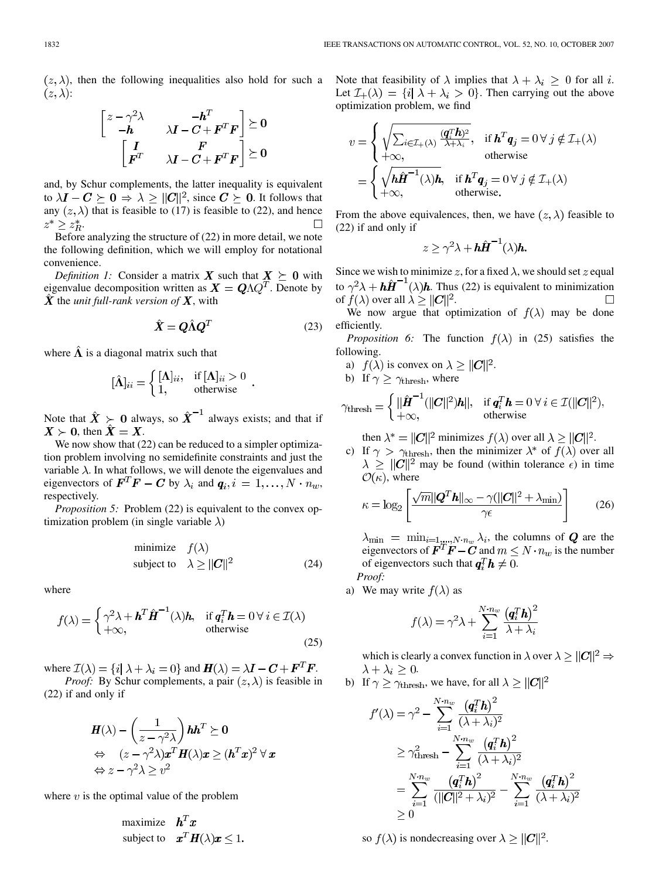$(z, \lambda)$, then the following inequalities also hold for such a $(z, \lambda)$:

$$\begin{bmatrix} z - \gamma^2 \lambda & -\boldsymbol{h}^T \\ -\boldsymbol{h} & \lambda \boldsymbol{I} - \boldsymbol{C} + \boldsymbol{F}^T \boldsymbol{F} \end{bmatrix} \succeq \boldsymbol{0}$$

$$\begin{bmatrix} \boldsymbol{I} & \boldsymbol{F} \\ \boldsymbol{F}^T & \lambda \boldsymbol{I} - \boldsymbol{C} + \boldsymbol{F}^T \boldsymbol{F} \end{bmatrix} \succeq \boldsymbol{0}$$

and, by Schur complements, the latter inequality is equivalent to $\lambda \boldsymbol{I} - \boldsymbol{C} \succeq \boldsymbol{0} \Rightarrow \lambda \geq \|\boldsymbol{C}\|^2$, since $\boldsymbol{C} \succeq \boldsymbol{0}$. It follows that any $(z, \lambda)$ that is feasible to (17) is feasible to (22), and hence $z^* \geq z_R^*$. □

Before analyzing the structure of (22) in more detail, we note the following definition, which we will employ for notational convenience.

*Definition 1:* Consider a matrix $\boldsymbol{X}$ such that $\boldsymbol{X} \succeq \boldsymbol{0}$ with eigenvalue decomposition written as $\boldsymbol{X} = \boldsymbol{Q} \Lambda Q^T$. Denote by $\hat{\boldsymbol{X}}$ the *unit full-rank version of* $\boldsymbol{X}$, with

$$\hat{\boldsymbol{X}} = \boldsymbol{Q} \hat{\boldsymbol{\Lambda}} \boldsymbol{Q}^T \tag{23}$$

where $\hat{\boldsymbol{\Lambda}}$ is a diagonal matrix such that

$$[\hat{\boldsymbol{\Lambda}}]_{ii} = \begin{cases} [\boldsymbol{\Lambda}]_{ii}, & \text{if } [\boldsymbol{\Lambda}]_{ii} > 0 \\ 1, & \text{otherwise} \end{cases}.$$

Note that $\hat{\boldsymbol{X}} \succ \boldsymbol{0}$ always, so $\hat{\boldsymbol{X}}^{-1}$ always exists; and that if $\boldsymbol{X} \succ \boldsymbol{0}$, then $\hat{\boldsymbol{X}} = \boldsymbol{X}$.

We now show that (22) can be reduced to a simpler optimization problem involving no semidefinite constraints and just the variable $\lambda$. In what follows, we will denote the eigenvalues and eigenvectors of $\boldsymbol{F}^T \boldsymbol{F} - \boldsymbol{C}$ by $\lambda_i$ and $\boldsymbol{q}_i$, $i = 1, \ldots, N \cdot n_w$, respectively.

*Proposition 5:* Problem (22) is equivalent to the convex optimization problem (in single variable $\lambda$)

$$\begin{aligned} &\text{minimize} \quad f(\lambda) \\ &\text{subject to} \quad \lambda \geq \|\boldsymbol{C}\|^2 \end{aligned} \tag{24}$$

where

$$f(\lambda) = \begin{cases} \gamma^2 \lambda + \boldsymbol{h}^T \hat{\boldsymbol{H}}^{-1}(\lambda) \boldsymbol{h}, & \text{if } \boldsymbol{q}_i^T \boldsymbol{h} = 0 \,\forall\, i \in \mathcal{I}(\lambda) \\ +\infty, & \text{otherwise} \end{cases} \tag{25}$$

where $\mathcal{I}(\lambda) = \{i |\, \lambda + \lambda_i = 0\}$ and $\boldsymbol{H}(\lambda) = \lambda \boldsymbol{I} - \boldsymbol{C} + \boldsymbol{F}^T \boldsymbol{F}$.

*Proof:* By Schur complements, a pair $(z, \lambda)$ is feasible in (22) if and only if

$$\begin{aligned} &\boldsymbol{H}(\lambda) - \left(\frac{1}{z - \gamma^2 \lambda}\right) \boldsymbol{h} \boldsymbol{h}^T \succeq \boldsymbol{0} \\ \Leftrightarrow \quad &(z - \gamma^2 \lambda) \boldsymbol{x}^T \boldsymbol{H}(\lambda) \boldsymbol{x} \geq (\boldsymbol{h}^T \boldsymbol{x})^2 \,\forall\, \boldsymbol{x} \\ \Leftrightarrow\, &z - \gamma^2 \lambda \geq v^2 \end{aligned}$$

where $v$ is the optimal value of the problem

$$\begin{aligned} &\text{maximize} \quad \boldsymbol{h}^T \boldsymbol{x} \\ &\text{subject to} \quad \boldsymbol{x}^T \boldsymbol{H}(\lambda) \boldsymbol{x} \leq 1. \end{aligned}$$

Note that feasibility of $\lambda$ implies that $\lambda + \lambda_i \geq 0$ for all $i$. Let $\mathcal{I}_+(\lambda) = \{i |\, \lambda + \lambda_i > 0\}$. Then carrying out the above optimization problem, we find

$$\begin{aligned} v &= \begin{cases} \sqrt{\sum_{i \in \mathcal{I}_+(\lambda)} \frac{(\boldsymbol{q}_i^T \boldsymbol{h})^2}{\lambda + \lambda_i}}, & \text{if } \boldsymbol{h}^T \boldsymbol{q}_j = 0 \,\forall\, j \notin \mathcal{I}_+(\lambda) \\ +\infty, & \text{otherwise} \end{cases} \\ &= \begin{cases} \sqrt{\boldsymbol{h} \hat{\boldsymbol{H}}^{-1}(\lambda) \boldsymbol{h}}, & \text{if } \boldsymbol{h}^T \boldsymbol{q}_j = 0 \,\forall\, j \notin \mathcal{I}_+(\lambda) \\ +\infty, & \text{otherwise.} \end{cases} \end{aligned}$$

From the above equivalences, then, we have $(z, \lambda)$ feasible to (22) if and only if

$$z \geq \gamma^2 \lambda + \boldsymbol{h} \hat{\boldsymbol{H}}^{-1}(\lambda) \boldsymbol{h}.$$

Since we wish to minimize $z$, for a fixed $\lambda$, we should set $z$ equal to $\gamma^2 \lambda + \boldsymbol{h} \hat{\boldsymbol{H}}^{-1}(\lambda) \boldsymbol{h}$. Thus (22) is equivalent to minimization of $f(\lambda)$ over all $\lambda \geq \|\boldsymbol{C}\|^2$. □

We now argue that optimization of $f(\lambda)$ may be done efficiently.

*Proposition 6:* The function $f(\lambda)$ in (25) satisfies the following.

a) $f(\lambda)$ is convex on $\lambda \geq \|\boldsymbol{C}\|^2$.

b) If $\gamma \geq \gamma_{\text{thresh}}$, where

$$\gamma_{\text{thresh}} = \begin{cases} \|\hat{\boldsymbol{H}}^{-1}(\|\boldsymbol{C}\|^2) \boldsymbol{h}\|, & \text{if } \boldsymbol{q}_i^T \boldsymbol{h} = 0 \,\forall\, i \in \mathcal{I}(\|\boldsymbol{C}\|^2), \\ +\infty, & \text{otherwise} \end{cases}$$

then $\lambda^* = \|\boldsymbol{C}\|^2$ minimizes $f(\lambda)$ over all $\lambda \geq \|\boldsymbol{C}\|^2$.

c) If $\gamma > \gamma_{\text{thresh}}$, then the minimizer $\lambda^*$ of $f(\lambda)$ over all $\lambda \geq \|\boldsymbol{C}\|^2$ may be found (within tolerance $\epsilon$) in time $\mathcal{O}(\kappa)$, where

$$\kappa = \log_2 \left[ \frac{\sqrt{m} \|\boldsymbol{Q}^T \boldsymbol{h}\|_\infty - \gamma(\|\boldsymbol{C}\|^2 + \lambda_{\min})}{\gamma \epsilon} \right] \tag{26}$$

$\lambda_{\min} = \min_{i=1,\ldots,N \cdot n_w} \lambda_i$, the columns of $\boldsymbol{Q}$ are the eigenvectors of $\boldsymbol{F}^T \boldsymbol{F} - \boldsymbol{C}$ and $m \leq N \cdot n_w$ is the number of eigenvectors such that $\boldsymbol{q}_i^T \boldsymbol{h} \neq 0$.

*Proof:*

a) We may write $f(\lambda)$ as

$$f(\lambda) = \gamma^2 \lambda + \sum_{i=1}^{N \cdot n_w} \frac{\left(\boldsymbol{q}_i^T \boldsymbol{h}\right)^2}{\lambda + \lambda_i}$$

which is clearly a convex function in $\lambda$ over $\lambda \geq \|\boldsymbol{C}\|^2 \Rightarrow \lambda + \lambda_i \geq 0$.

b) If $\gamma \geq \gamma_{\text{thresh}}$, we have, for all $\lambda \geq \|\boldsymbol{C}\|^2$

$$\begin{aligned} f'(\lambda) &= \gamma^2 - \sum_{i=1}^{N \cdot n_w} \frac{\left(\boldsymbol{q}_i^T \boldsymbol{h}\right)^2}{(\lambda + \lambda_i)^2} \\ &\geq \gamma_{\text{thresh}}^2 - \sum_{i=1}^{N \cdot n_w} \frac{\left(\boldsymbol{q}_i^T \boldsymbol{h}\right)^2}{(\lambda + \lambda_i)^2} \\ &= \sum_{i=1}^{N \cdot n_w} \frac{\left(\boldsymbol{q}_i^T \boldsymbol{h}\right)^2}{(\|\boldsymbol{C}\|^2 + \lambda_i)^2} - \sum_{i=1}^{N \cdot n_w} \frac{\left(\boldsymbol{q}_i^T \boldsymbol{h}\right)^2}{(\lambda + \lambda_i)^2} \\ &\geq 0 \end{aligned}$$

so $f(\lambda)$ is nondecreasing over $\lambda \geq \|\boldsymbol{C}\|^2$.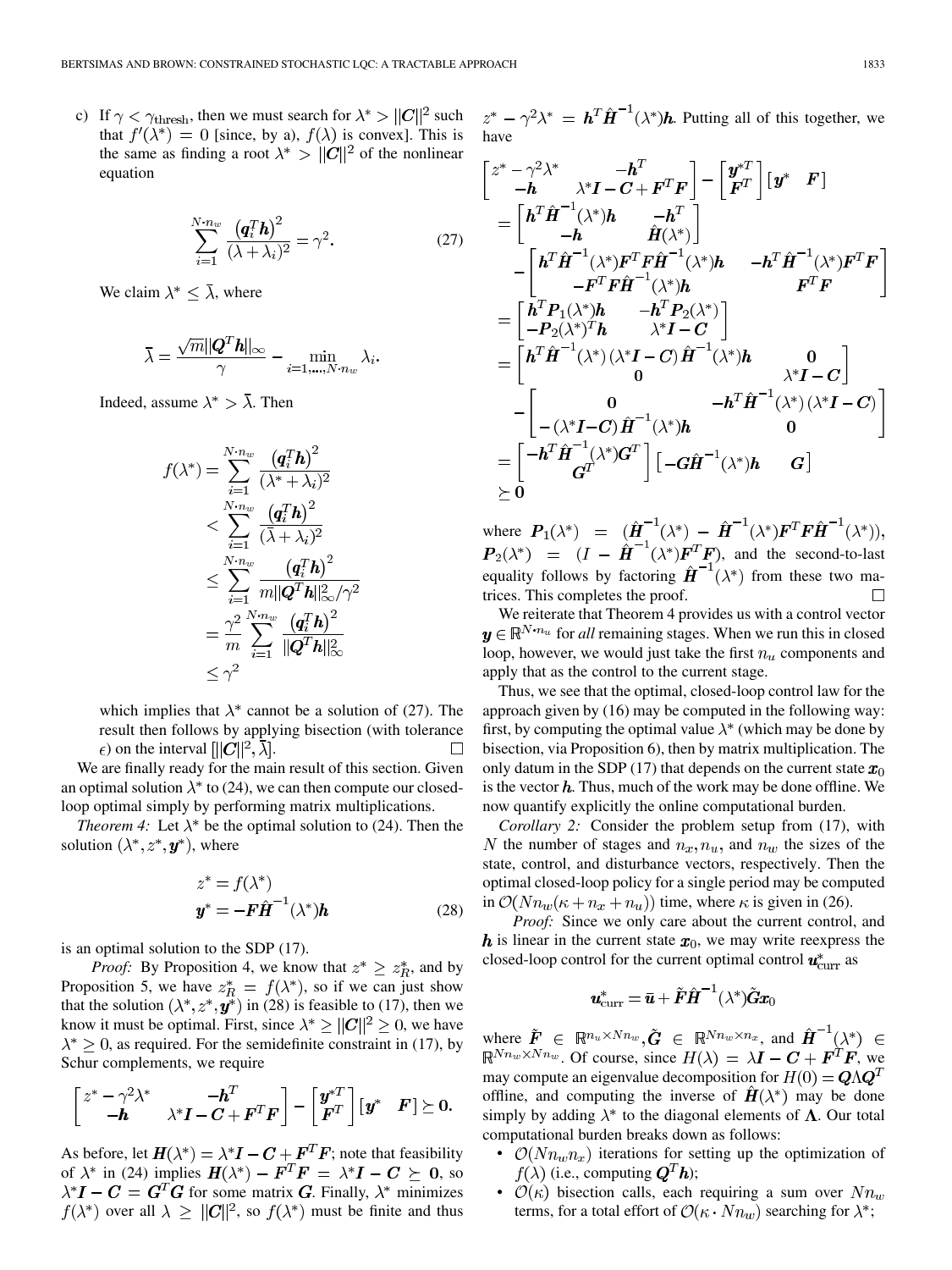c) If $\gamma < \gamma_{\text{thresh}}$, then we must search for $\lambda^* > \|\boldsymbol{C}\|^2$ such that $f'(\lambda^*) = 0$ [since, by a), $f(\lambda)$ is convex]. This is the same as finding a root $\lambda^* > \|\boldsymbol{C}\|^2$ of the nonlinear equation

$$\sum_{i=1}^{N\cdot n_w} \frac{(\boldsymbol{q}_i^T \boldsymbol{h})^2}{(\lambda + \lambda_i)^2} = \gamma^2. \tag{27}$$

We claim $\lambda^* \leq \bar{\lambda}$, where

$$\bar{\lambda} = \frac{\sqrt{m}\|\boldsymbol{Q}^T\boldsymbol{h}\|_\infty}{\gamma} - \min_{i=1,\ldots,N\cdot n_w} \lambda_i.$$

Indeed, assume $\lambda^* > \bar{\lambda}$. Then

$$\begin{aligned}
f(\lambda^*) &= \sum_{i=1}^{N\cdot n_w} \frac{(\boldsymbol{q}_i^T \boldsymbol{h})^2}{(\lambda^* + \lambda_i)^2} \\
&< \sum_{i=1}^{N\cdot n_w} \frac{(\boldsymbol{q}_i^T \boldsymbol{h})^2}{(\bar{\lambda} + \lambda_i)^2} \\
&\leq \sum_{i=1}^{N\cdot n_w} \frac{(\boldsymbol{q}_i^T \boldsymbol{h})^2}{m\|\boldsymbol{Q}^T\boldsymbol{h}\|_\infty^2/\gamma^2} \\
&= \frac{\gamma^2}{m} \sum_{i=1}^{N\cdot n_w} \frac{(\boldsymbol{q}_i^T \boldsymbol{h})^2}{\|\boldsymbol{Q}^T\boldsymbol{h}\|_\infty^2} \\
&\leq \gamma^2
\end{aligned}$$

which implies that $\lambda^*$ cannot be a solution of (27). The result then follows by applying bisection (with tolerance $\epsilon$) on the interval $[\|\boldsymbol{C}\|^2, \bar{\lambda}]$. □

We are finally ready for the main result of this section. Given an optimal solution $\lambda^*$ to (24), we can then compute our closed-loop optimal simply by performing matrix multiplications.

*Theorem 4:* Let $\lambda^*$ be the optimal solution to (24). Then the solution $(\lambda^*, z^*, \boldsymbol{y}^*)$, where

$$\begin{aligned}
z^* &= f(\lambda^*) \\
\boldsymbol{y}^* &= -\boldsymbol{F}\hat{\boldsymbol{H}}^{-1}(\lambda^*)\boldsymbol{h}
\end{aligned} \tag{28}$$

is an optimal solution to the SDP (17).

*Proof:* By Proposition 4, we know that $z^* \geq z_R^*$, and by Proposition 5, we have $z_R^* = f(\lambda^*)$, so if we can just show that the solution $(\lambda^*, z^*, \boldsymbol{y}^*)$ in (28) is feasible to (17), then we know it must be optimal. First, since $\lambda^* \geq \|\boldsymbol{C}\|^2 \geq 0$, we have $\lambda^* \geq 0$, as required. For the semidefinite constraint in (17), by Schur complements, we require

$$\begin{bmatrix} z^* - \gamma^2\lambda^* & -\boldsymbol{h}^T \\ -\boldsymbol{h} & \lambda^*\boldsymbol{I} - \boldsymbol{C} + \boldsymbol{F}^T\boldsymbol{F} \end{bmatrix} - \begin{bmatrix} \boldsymbol{y}^{*T} \\ \boldsymbol{F}^T \end{bmatrix} \begin{bmatrix} \boldsymbol{y}^* & \boldsymbol{F} \end{bmatrix} \succeq \boldsymbol{0}.$$

As before, let $\boldsymbol{H}(\lambda^*) = \lambda^*\boldsymbol{I} - \boldsymbol{C} + \boldsymbol{F}^T\boldsymbol{F}$; note that feasibility of $\lambda^*$ in (24) implies $\boldsymbol{H}(\lambda^*) - \boldsymbol{F}^T\boldsymbol{F} = \lambda^*\boldsymbol{I} - \boldsymbol{C} \succeq \boldsymbol{0}$, so $\lambda^*\boldsymbol{I} - \boldsymbol{C} = \boldsymbol{G}^T\boldsymbol{G}$ for some matrix $\boldsymbol{G}$. Finally, $\lambda^*$ minimizes $f(\lambda^*)$ over all $\lambda \geq \|\boldsymbol{C}\|^2$, so $f(\lambda^*)$ must be finite and thus $z^* - \gamma^2\lambda^* = \boldsymbol{h}^T\hat{\boldsymbol{H}}^{-1}(\lambda^*)\boldsymbol{h}$. Putting all of this together, we have

$$\begin{aligned}
&\begin{bmatrix} z^* - \gamma^2\lambda^* & -\boldsymbol{h}^T \\ -\boldsymbol{h} & \lambda^*\boldsymbol{I} - \boldsymbol{C} + \boldsymbol{F}^T\boldsymbol{F} \end{bmatrix} - \begin{bmatrix} \boldsymbol{y}^{*T} \\ \boldsymbol{F}^T \end{bmatrix} \begin{bmatrix} \boldsymbol{y}^* & \boldsymbol{F} \end{bmatrix} \\
&= \begin{bmatrix} \boldsymbol{h}^T\hat{\boldsymbol{H}}^{-1}(\lambda^*)\boldsymbol{h} & -\boldsymbol{h}^T \\ -\boldsymbol{h} & \hat{\boldsymbol{H}}(\lambda^*) \end{bmatrix} \\
&\quad - \begin{bmatrix} \boldsymbol{h}^T\hat{\boldsymbol{H}}^{-1}(\lambda^*)\boldsymbol{F}^T\boldsymbol{F}\hat{\boldsymbol{H}}^{-1}(\lambda^*)\boldsymbol{h} & -\boldsymbol{h}^T\hat{\boldsymbol{H}}^{-1}(\lambda^*)\boldsymbol{F}^T\boldsymbol{F} \\ -\boldsymbol{F}^T\boldsymbol{F}\hat{\boldsymbol{H}}^{-1}(\lambda^*)\boldsymbol{h} & \boldsymbol{F}^T\boldsymbol{F} \end{bmatrix} \\
&= \begin{bmatrix} \boldsymbol{h}^T\boldsymbol{P}_1(\lambda^*)\boldsymbol{h} & -\boldsymbol{h}^T\boldsymbol{P}_2(\lambda^*) \\ -\boldsymbol{P}_2(\lambda^*)^T\boldsymbol{h} & \lambda^*\boldsymbol{I} - \boldsymbol{C} \end{bmatrix} \\
&= \begin{bmatrix} \boldsymbol{h}^T\hat{\boldsymbol{H}}^{-1}(\lambda^*)(\lambda^*\boldsymbol{I} - \boldsymbol{C})\hat{\boldsymbol{H}}^{-1}(\lambda^*)\boldsymbol{h} & \boldsymbol{0} \\ \boldsymbol{0} & \lambda^*\boldsymbol{I} - \boldsymbol{C} \end{bmatrix} \\
&\quad - \begin{bmatrix} \boldsymbol{0} & -\boldsymbol{h}^T\hat{\boldsymbol{H}}^{-1}(\lambda^*)(\lambda^*\boldsymbol{I} - \boldsymbol{C}) \\ -(\lambda^*\boldsymbol{I} - \boldsymbol{C})\hat{\boldsymbol{H}}^{-1}(\lambda^*)\boldsymbol{h} & \boldsymbol{0} \end{bmatrix} \\
&= \begin{bmatrix} -\boldsymbol{h}^T\hat{\boldsymbol{H}}^{-1}(\lambda^*)\boldsymbol{G}^T \\ \boldsymbol{G}^T \end{bmatrix} \begin{bmatrix} -\boldsymbol{G}\hat{\boldsymbol{H}}^{-1}(\lambda^*)\boldsymbol{h} & \boldsymbol{G} \end{bmatrix} \\
&\succeq \boldsymbol{0}
\end{aligned}$$

where $\boldsymbol{P}_1(\lambda^*) = (\hat{\boldsymbol{H}}^{-1}(\lambda^*) - \hat{\boldsymbol{H}}^{-1}(\lambda^*)\boldsymbol{F}^T\boldsymbol{F}\hat{\boldsymbol{H}}^{-1}(\lambda^*))$, $\boldsymbol{P}_2(\lambda^*) = (I - \hat{\boldsymbol{H}}^{-1}(\lambda^*)\boldsymbol{F}^T\boldsymbol{F})$, and the second-to-last equality follows by factoring $\hat{\boldsymbol{H}}^{-1}(\lambda^*)$ from these two matrices. This completes the proof. □

We reiterate that Theorem 4 provides us with a control vector $\boldsymbol{y} \in \mathbb{R}^{N\cdot n_u}$ for *all* remaining stages. When we run this in closed loop, however, we would just take the first $n_u$ components and apply that as the control to the current stage.

Thus, we see that the optimal, closed-loop control law for the approach given by (16) may be computed in the following way: first, by computing the optimal value $\lambda^*$ (which may be done by bisection, via Proposition 6), then by matrix multiplication. The only datum in the SDP (17) that depends on the current state $\boldsymbol{x}_0$ is the vector $\boldsymbol{h}$. Thus, much of the work may be done offline. We now quantify explicitly the online computational burden.

*Corollary 2:* Consider the problem setup from (17), with $N$ the number of stages and $n_x, n_u$, and $n_w$ the sizes of the state, control, and disturbance vectors, respectively. Then the optimal closed-loop policy for a single period may be computed in $\mathcal{O}(Nn_w(\kappa + n_x + n_u))$ time, where $\kappa$ is given in (26).

*Proof:* Since we only care about the current control, and $\boldsymbol{h}$ is linear in the current state $\boldsymbol{x}_0$, we may write reexpress the closed-loop control for the current optimal control $\boldsymbol{u}_{\text{curr}}^*$ as

$$\boldsymbol{u}_{\text{curr}}^* = \bar{\boldsymbol{u}} + \tilde{\boldsymbol{F}}\hat{\boldsymbol{H}}^{-1}(\lambda^*)\tilde{\boldsymbol{G}}\boldsymbol{x}_0$$

where $\tilde{\boldsymbol{F}} \in \mathbb{R}^{n_u \times Nn_w}, \tilde{\boldsymbol{G}} \in \mathbb{R}^{Nn_w \times n_x}$, and $\hat{\boldsymbol{H}}^{-1}(\lambda^*) \in \mathbb{R}^{Nn_w \times Nn_w}$. Of course, since $H(\lambda) = \lambda\boldsymbol{I} - \boldsymbol{C} + \boldsymbol{F}^T\boldsymbol{F}$, we may compute an eigenvalue decomposition for $H(0) = \boldsymbol{Q}\Lambda\boldsymbol{Q}^T$ offline, and computing the inverse of $\hat{\boldsymbol{H}}(\lambda^*)$ may be done simply by adding $\lambda^*$ to the diagonal elements of $\boldsymbol{\Lambda}$. Our total computational burden breaks down as follows:

- $\mathcal{O}(Nn_wn_x)$ iterations for setting up the optimization of $f(\lambda)$ (i.e., computing $\boldsymbol{Q}^T\boldsymbol{h}$);
- $\mathcal{O}(\kappa)$ bisection calls, each requiring a sum over $Nn_w$ terms, for a total effort of $\mathcal{O}(\kappa \cdot Nn_w)$ searching for $\lambda^*$;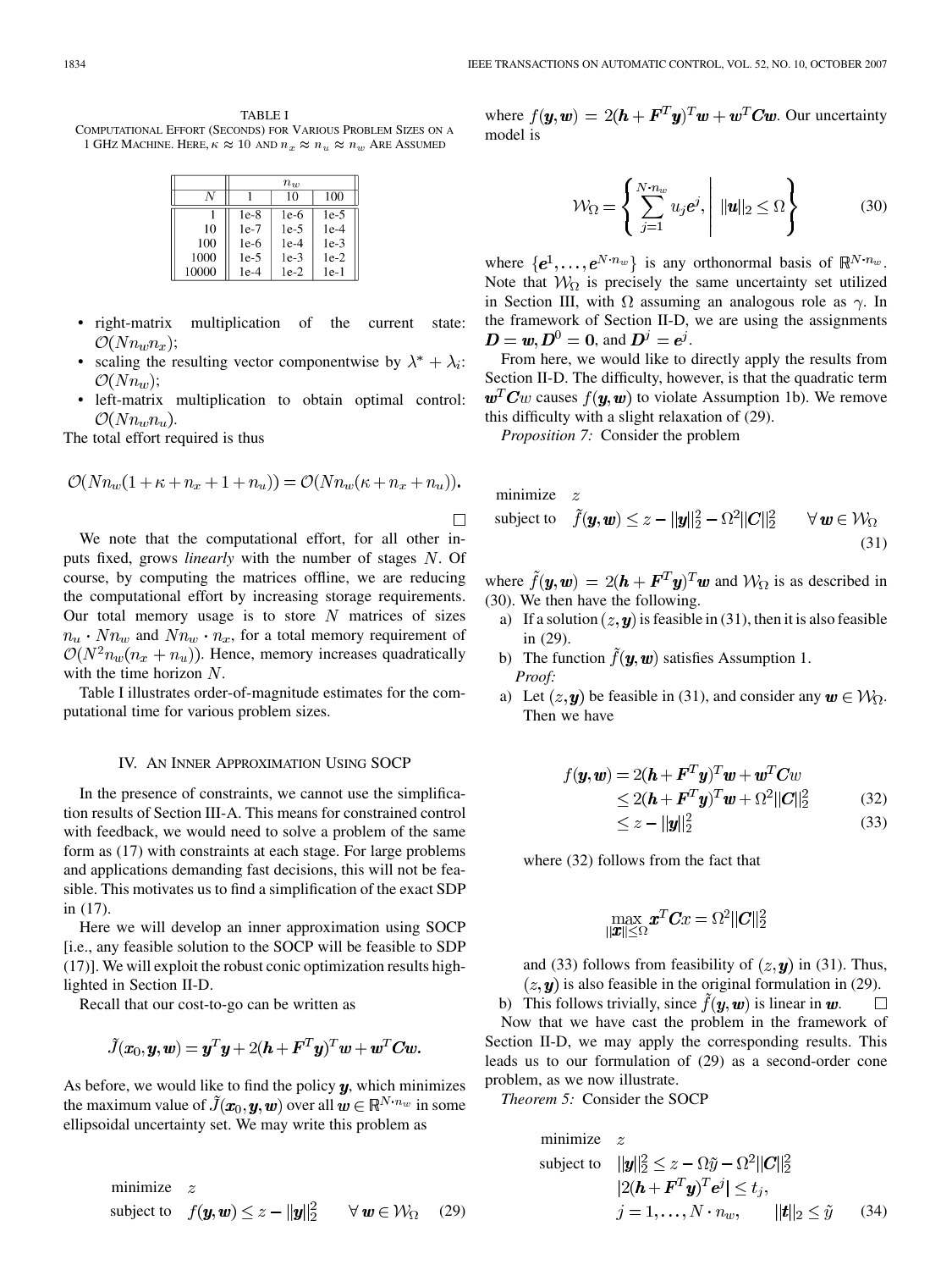TABLE I
COMPUTATIONAL EFFORT (SECONDS) FOR VARIOUS PROBLEM SIZES ON A 1 GHz MACHINE. HERE, $\kappa \approx 10$ AND $n_x \approx n_u \approx n_w$ ARE ASSUMED

| | $n_w$ | | |
|---|---|---|---|
| $N$ | 1 | 10 | 100 |
| 1 | 1e-8 | 1e-6 | 1e-5 |
| 10 | 1e-7 | 1e-5 | 1e-4 |
| 100 | 1e-6 | 1e-4 | 1e-3 |
| 1000 | 1e-5 | 1e-3 | 1e-2 |
| 10000 | 1e-4 | 1e-2 | 1e-1 |

- right-matrix multiplication of the current state: $\mathcal{O}(Nn_w n_x)$;
- scaling the resulting vector componentwise by $\lambda^* + \lambda_i$: $\mathcal{O}(Nn_w)$;
- left-matrix multiplication to obtain optimal control: $\mathcal{O}(Nn_w n_u)$.

The total effort required is thus

$$\mathcal{O}(Nn_w(1+\kappa+n_x+1+n_u)) = \mathcal{O}(Nn_w(\kappa+n_x+n_u)).$$

□

We note that the computational effort, for all other inputs fixed, grows *linearly* with the number of stages $N$. Of course, by computing the matrices offline, we are reducing the computational effort by increasing storage requirements. Our total memory usage is to store $N$ matrices of sizes $n_u \cdot Nn_w$ and $Nn_w \cdot n_x$, for a total memory requirement of $\mathcal{O}(N^2 n_w(n_x+n_u))$. Hence, memory increases quadratically with the time horizon $N$.

Table I illustrates order-of-magnitude estimates for the computational time for various problem sizes.

## IV. An Inner Approximation Using SOCP

In the presence of constraints, we cannot use the simplification results of Section III-A. This means for constrained control with feedback, we would need to solve a problem of the same form as (17) with constraints at each stage. For large problems and applications demanding fast decisions, this will not be feasible. This motivates us to find a simplification of the exact SDP in (17).

Here we will develop an inner approximation using SOCP [i.e., any feasible solution to the SOCP will be feasible to SDP (17)]. We will exploit the robust conic optimization results highlighted in Section II-D.

Recall that our cost-to-go can be written as

$$\tilde{J}(\boldsymbol{x}_0, \boldsymbol{y}, \boldsymbol{w}) = \boldsymbol{y}^T\boldsymbol{y} + 2(\boldsymbol{h}+\boldsymbol{F}^T\boldsymbol{y})^T\boldsymbol{w} + \boldsymbol{w}^T\boldsymbol{C}\boldsymbol{w}.$$

As before, we would like to find the policy $\boldsymbol{y}$, which minimizes the maximum value of $\tilde{J}(\boldsymbol{x}_0, \boldsymbol{y}, \boldsymbol{w})$ over all $\boldsymbol{w} \in \mathbb{R}^{N\cdot n_w}$ in some ellipsoidal uncertainty set. We may write this problem as

$$\begin{aligned} &\text{minimize} \quad z \\ &\text{subject to} \quad f(\boldsymbol{y}, \boldsymbol{w}) \le z - \|\boldsymbol{y}\|_2^2 \qquad \forall\, \boldsymbol{w} \in \mathcal{W}_\Omega \end{aligned} \tag{29}$$

where $f(\boldsymbol{y}, \boldsymbol{w}) = 2(\boldsymbol{h}+\boldsymbol{F}^T\boldsymbol{y})^T\boldsymbol{w} + \boldsymbol{w}^T\boldsymbol{C}\boldsymbol{w}$. Our uncertainty model is

$$\mathcal{W}_\Omega = \left\{ \sum_{j=1}^{N\cdot n_w} u_j \boldsymbol{e}^j, \;\middle|\; \|\boldsymbol{u}\|_2 \le \Omega \right\} \tag{30}$$

where $\{\boldsymbol{e}^1, \ldots, \boldsymbol{e}^{N\cdot n_w}\}$ is any orthonormal basis of $\mathbb{R}^{N\cdot n_w}$. Note that $\mathcal{W}_\Omega$ is precisely the same uncertainty set utilized in Section III, with $\Omega$ assuming an analogous role as $\gamma$. In the framework of Section II-D, we are using the assignments $\boldsymbol{D} = \boldsymbol{w}, \boldsymbol{D}^0 = \boldsymbol{0}$, and $\boldsymbol{D}^j = \boldsymbol{e}^j$.

From here, we would like to directly apply the results from Section II-D. The difficulty, however, is that the quadratic term $\boldsymbol{w}^T\boldsymbol{C}w$ causes $f(\boldsymbol{y}, \boldsymbol{w})$ to violate Assumption 1b). We remove this difficulty with a slight relaxation of (29).

*Proposition 7:* Consider the problem

$$\begin{aligned} &\text{minimize} \quad z \\ &\text{subject to} \quad \tilde{f}(\boldsymbol{y}, \boldsymbol{w}) \le z - \|\boldsymbol{y}\|_2^2 - \Omega^2\|\boldsymbol{C}\|_2^2 \qquad \forall\, \boldsymbol{w} \in \mathcal{W}_\Omega \end{aligned} \tag{31}$$

where $\tilde{f}(\boldsymbol{y}, \boldsymbol{w}) = 2(\boldsymbol{h}+\boldsymbol{F}^T\boldsymbol{y})^T\boldsymbol{w}$ and $\mathcal{W}_\Omega$ is as described in (30). We then have the following.

a) If a solution $(z, \boldsymbol{y})$ is feasible in (31), then it is also feasible in (29).

b) The function $\tilde{f}(\boldsymbol{y}, \boldsymbol{w})$ satisfies Assumption 1.

*Proof:*

a) Let $(z, \boldsymbol{y})$ be feasible in (31), and consider any $\boldsymbol{w} \in \mathcal{W}_\Omega$. Then we have

$$\begin{aligned} f(\boldsymbol{y}, \boldsymbol{w}) &= 2(\boldsymbol{h}+\boldsymbol{F}^T\boldsymbol{y})^T\boldsymbol{w} + \boldsymbol{w}^T\boldsymbol{C}w \\ &\le 2(\boldsymbol{h}+\boldsymbol{F}^T\boldsymbol{y})^T\boldsymbol{w} + \Omega^2\|\boldsymbol{C}\|_2^2 \qquad (32) \\ &\le z - \|\boldsymbol{y}\|_2^2 \qquad (33) \end{aligned}$$

where (32) follows from the fact that

$$\max_{\|\boldsymbol{x}\| \le \Omega} \boldsymbol{x}^T\boldsymbol{C}x = \Omega^2\|\boldsymbol{C}\|_2^2$$

and (33) follows from feasibility of $(z, \boldsymbol{y})$ in (31). Thus, $(z, \boldsymbol{y})$ is also feasible in the original formulation in (29).

b) This follows trivially, since $\tilde{f}(\boldsymbol{y}, \boldsymbol{w})$ is linear in $\boldsymbol{w}$. □

Now that we have cast the problem in the framework of Section II-D, we may apply the corresponding results. This leads us to our formulation of (29) as a second-order cone problem, as we now illustrate.

*Theorem 5:* Consider the SOCP

$$\begin{aligned} &\text{minimize} \quad z \\ &\text{subject to} \quad \|\boldsymbol{y}\|_2^2 \le z - \Omega\tilde{y} - \Omega^2\|\boldsymbol{C}\|_2^2 \\ &\qquad\qquad |2(\boldsymbol{h}+\boldsymbol{F}^T\boldsymbol{y})^T\boldsymbol{e}^j| \le t_j, \\ &\qquad\qquad j = 1, \ldots, N\cdot n_w, \qquad \|\boldsymbol{t}\|_2 \le \tilde{y} \end{aligned} \tag{34}$$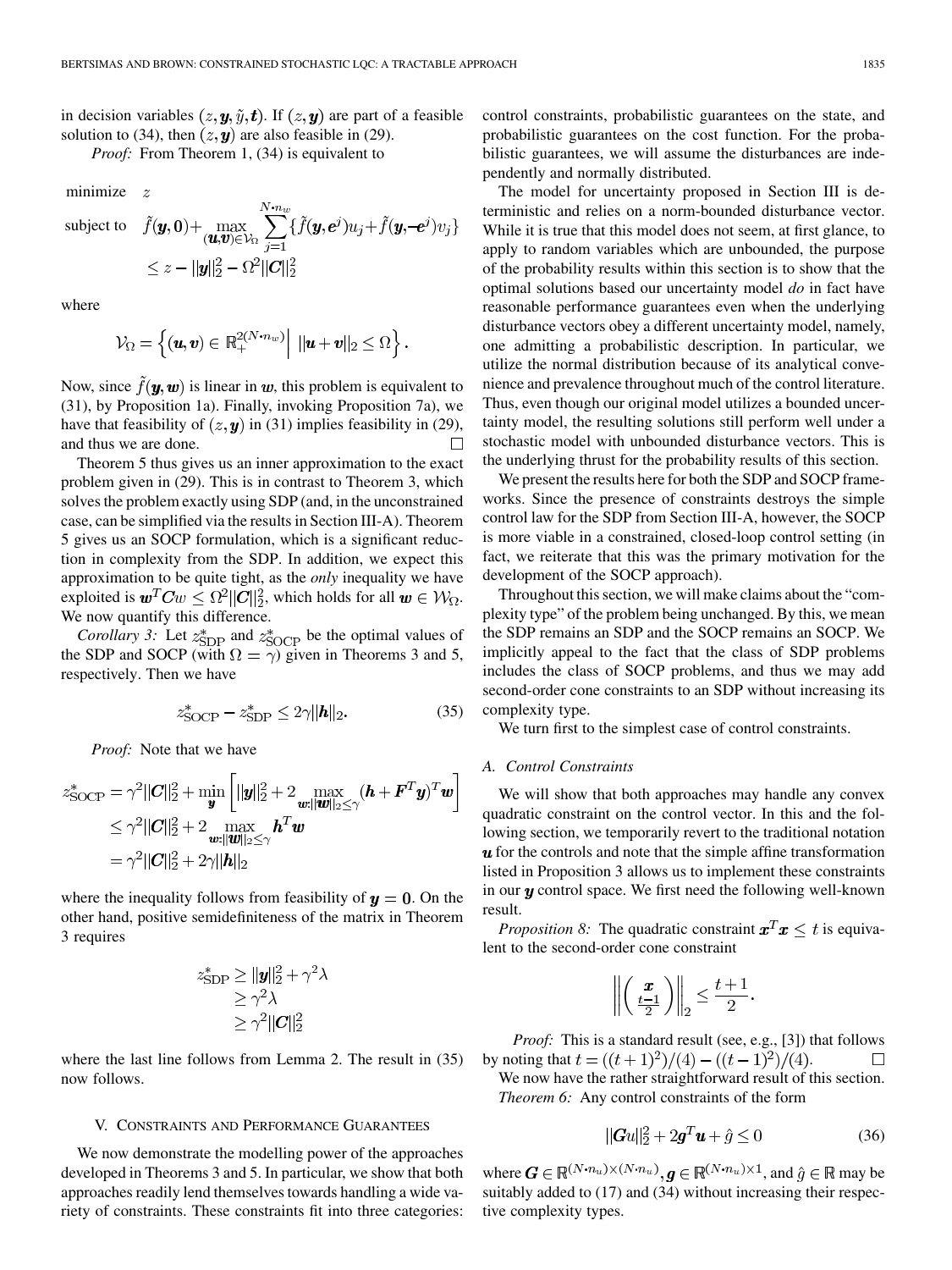in decision variables $(z, \boldsymbol{y}, \tilde{y}, \boldsymbol{t})$. If $(z, \boldsymbol{y})$ are part of a feasible solution to (34), then $(z, \boldsymbol{y})$ are also feasible in (29).

*Proof:* From Theorem 1, (34) is equivalent to

$$
\begin{aligned}
\text{minimize} \quad & z \\
\text{subject to} \quad & \tilde{f}(\boldsymbol{y}, \boldsymbol{0}) + \max_{(\boldsymbol{u},\boldsymbol{v})\in\mathcal{V}_\Omega} \sum_{j=1}^{N\cdot n_w} \{\tilde{f}(\boldsymbol{y}, \boldsymbol{e}^j)u_j + \tilde{f}(\boldsymbol{y}, -\boldsymbol{e}^j)v_j\} \\
& \leq z - \|\boldsymbol{y}\|_2^2 - \Omega^2\|\boldsymbol{C}\|_2^2
\end{aligned}
$$

where

$$
\mathcal{V}_\Omega = \left\{ (\boldsymbol{u}, \boldsymbol{v}) \in \mathbb{R}_+^{2(N\cdot n_w)} \,\middle|\, \|\boldsymbol{u} + \boldsymbol{v}\|_2 \leq \Omega \right\}.
$$

Now, since $\tilde{f}(\boldsymbol{y}, \boldsymbol{w})$ is linear in $\boldsymbol{w}$, this problem is equivalent to (31), by Proposition 1a). Finally, invoking Proposition 7a), we have that feasibility of $(z, \boldsymbol{y})$ in (31) implies feasibility in (29), and thus we are done. $\square$

Theorem 5 thus gives us an inner approximation to the exact problem given in (29). This is in contrast to Theorem 3, which solves the problem exactly using SDP (and, in the unconstrained case, can be simplified via the results in Section III-A). Theorem 5 gives us an SOCP formulation, which is a significant reduction in complexity from the SDP. In addition, we expect this approximation to be quite tight, as the *only* inequality we have exploited is $\boldsymbol{w}^T\boldsymbol{C}w \leq \Omega^2\|\boldsymbol{C}\|_2^2$, which holds for all $\boldsymbol{w} \in \mathcal{W}_\Omega$. We now quantify this difference.

*Corollary 3:* Let $z^*_{\text{SDP}}$ and $z^*_{\text{SOCP}}$ be the optimal values of the SDP and SOCP (with $\Omega = \gamma$) given in Theorems 3 and 5, respectively. Then we have

$$
z^*_{\text{SOCP}} - z^*_{\text{SDP}} \leq 2\gamma\|\boldsymbol{h}\|_2. \tag{35}
$$

*Proof:* Note that we have

$$
\begin{aligned}
z^*_{\text{SOCP}} &= \gamma^2\|\boldsymbol{C}\|_2^2 + \min_{\boldsymbol{y}} \left[ \|\boldsymbol{y}\|_2^2 + 2\max_{\boldsymbol{w}:\|\boldsymbol{w}\|_2\leq\gamma} (\boldsymbol{h} + \boldsymbol{F}^T\boldsymbol{y})^T\boldsymbol{w} \right] \\
&\leq \gamma^2\|\boldsymbol{C}\|_2^2 + 2\max_{\boldsymbol{w}:\|\boldsymbol{w}\|_2\leq\gamma} \boldsymbol{h}^T\boldsymbol{w} \\
&= \gamma^2\|\boldsymbol{C}\|_2^2 + 2\gamma\|\boldsymbol{h}\|_2
\end{aligned}
$$

where the inequality follows from feasibility of $\boldsymbol{y} = \boldsymbol{0}$. On the other hand, positive semidefiniteness of the matrix in Theorem 3 requires

$$
\begin{aligned}
z^*_{\text{SDP}} &\geq \|\boldsymbol{y}\|_2^2 + \gamma^2\lambda \\
&\geq \gamma^2\lambda \\
&\geq \gamma^2\|\boldsymbol{C}\|_2^2
\end{aligned}
$$

where the last line follows from Lemma 2. The result in (35) now follows.

## V. Constraints and Performance Guarantees

We now demonstrate the modelling power of the approaches developed in Theorems 3 and 5. In particular, we show that both approaches readily lend themselves towards handling a wide variety of constraints. These constraints fit into three categories: control constraints, probabilistic guarantees on the state, and probabilistic guarantees on the cost function. For the probabilistic guarantees, we will assume the disturbances are independently and normally distributed.

The model for uncertainty proposed in Section III is deterministic and relies on a norm-bounded disturbance vector. While it is true that this model does not seem, at first glance, to apply to random variables which are unbounded, the purpose of the probability results within this section is to show that the optimal solutions based our uncertainty model *do* in fact have reasonable performance guarantees even when the underlying disturbance vectors obey a different uncertainty model, namely, one admitting a probabilistic description. In particular, we utilize the normal distribution because of its analytical convenience and prevalence throughout much of the control literature. Thus, even though our original model utilizes a bounded uncertainty model, the resulting solutions still perform well under a stochastic model with unbounded disturbance vectors. This is the underlying thrust for the probability results of this section.

We present the results here for both the SDP and SOCP frameworks. Since the presence of constraints destroys the simple control law for the SDP from Section III-A, however, the SOCP is more viable in a constrained, closed-loop control setting (in fact, we reiterate that this was the primary motivation for the development of the SOCP approach).

Throughout this section, we will make claims about the "complexity type" of the problem being unchanged. By this, we mean the SDP remains an SDP and the SOCP remains an SOCP. We implicitly appeal to the fact that the class of SDP problems includes the class of SOCP problems, and thus we may add second-order cone constraints to an SDP without increasing its complexity type.

We turn first to the simplest case of control constraints.

### A. Control Constraints

We will show that both approaches may handle any convex quadratic constraint on the control vector. In this and the following section, we temporarily revert to the traditional notation $\boldsymbol{u}$ for the controls and note that the simple affine transformation listed in Proposition 3 allows us to implement these constraints in our $\boldsymbol{y}$ control space. We first need the following well-known result.

*Proposition 8:* The quadratic constraint $\boldsymbol{x}^T\boldsymbol{x} \leq t$ is equivalent to the second-order cone constraint

$$
\left\| \begin{pmatrix} \boldsymbol{x} \\ \frac{t-1}{2} \end{pmatrix} \right\|_2 \leq \frac{t+1}{2}.
$$

*Proof:* This is a standard result (see, e.g., [3]) that follows by noting that $t = ((t+1)^2)/(4) - ((t-1)^2)/(4)$. $\square$

We now have the rather straightforward result of this section.

*Theorem 6:* Any control constraints of the form

$$
\|\boldsymbol{G}u\|_2^2 + 2\boldsymbol{g}^T\boldsymbol{u} + \hat{g} \leq 0 \tag{36}
$$

where $\boldsymbol{G} \in \mathbb{R}^{(N\cdot n_u)\times(N\cdot n_u)}$, $\boldsymbol{g} \in \mathbb{R}^{(N\cdot n_u)\times 1}$, and $\hat{g} \in \mathbb{R}$ may be suitably added to (17) and (34) without increasing their respective complexity types.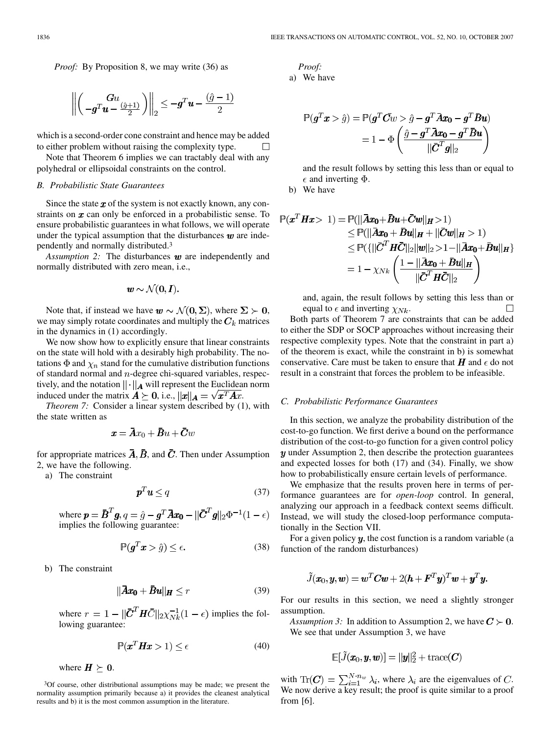*Proof:* By Proposition 8, we may write (36) as

$$\left\| \begin{pmatrix} \boldsymbol{G}u \\ -\boldsymbol{g}^T\boldsymbol{u} - \frac{(\hat{g}+1)}{2} \end{pmatrix} \right\|_2 \leq -\boldsymbol{g}^T\boldsymbol{u} - \frac{(\hat{g}-1)}{2}$$

which is a second-order cone constraint and hence may be added to either problem without raising the complexity type. $\square$

Note that Theorem 6 implies we can tractably deal with any polyhedral or ellipsoidal constraints on the control.

### B. Probabilistic State Guarantees

Since the state $\boldsymbol{x}$ of the system is not exactly known, any constraints on $\boldsymbol{x}$ can only be enforced in a probabilistic sense. To ensure probabilistic guarantees in what follows, we will operate under the typical assumption that the disturbances $\boldsymbol{w}$ are independently and normally distributed.[3]

*Assumption 2:* The disturbances $\boldsymbol{w}$ are independently and normally distributed with zero mean, i.e.,

$$\boldsymbol{w} \sim \mathcal{N}(\boldsymbol{0}, \boldsymbol{I}).$$

Note that, if instead we have $\boldsymbol{w} \sim \mathcal{N}(\boldsymbol{0}, \boldsymbol{\Sigma})$, where $\boldsymbol{\Sigma} \succ \boldsymbol{0}$, we may simply rotate coordinates and multiply the $\boldsymbol{C}_k$ matrices in the dynamics in (1) accordingly.

We now show how to explicitly ensure that linear constraints on the state will hold with a desirably high probability. The notations $\Phi$ and $\chi_n$ stand for the cumulative distribution functions of standard normal and $n$-degree chi-squared variables, respectively, and the notation $\|\cdot\|_{\boldsymbol{A}}$ will represent the Euclidean norm induced under the matrix $\boldsymbol{A} \succeq \boldsymbol{0}$, i.e., $\|\boldsymbol{x}\|_{\boldsymbol{A}} = \sqrt{\boldsymbol{x}^T\boldsymbol{A}x}$.

*Theorem 7:* Consider a linear system described by (1), with the state written as

$$\boldsymbol{x} = \bar{\boldsymbol{A}}x_0 + \bar{\boldsymbol{B}}u + \bar{\boldsymbol{C}}w$$

for appropriate matrices $\bar{\boldsymbol{A}}, \bar{\boldsymbol{B}}$, and $\bar{\boldsymbol{C}}$. Then under Assumption 2, we have the following.

a) The constraint

$$\boldsymbol{p}^T\boldsymbol{u} \leq q \tag{37}$$

where $\boldsymbol{p} = \bar{\boldsymbol{B}}^T\boldsymbol{g}, q = \hat{g} - \boldsymbol{g}^T\bar{\boldsymbol{A}}\boldsymbol{x_0} - \|\bar{\boldsymbol{C}}^T\boldsymbol{g}\|_2\Phi^{-1}(1-\epsilon)$ implies the following guarantee:

$$\mathbb{P}(\boldsymbol{g}^T\boldsymbol{x} > \hat{g}) \leq \epsilon. \tag{38}$$

b) The constraint

$$\|\bar{\boldsymbol{A}}\boldsymbol{x_0} + \bar{\boldsymbol{B}}\boldsymbol{u}\|_{\boldsymbol{H}} \leq r \tag{39}$$

where $r = 1 - \|\bar{\boldsymbol{C}}^T\boldsymbol{H}\bar{C}\|_2\chi_{Nk}^{-1}(1-\epsilon)$ implies the following guarantee:

$$\mathbb{P}(\boldsymbol{x}^T\boldsymbol{H}\boldsymbol{x} > 1) \leq \epsilon \tag{40}$$

where $\boldsymbol{H} \succeq \boldsymbol{0}$.

*Proof:*

a) We have

$$\begin{aligned}\mathbb{P}(\boldsymbol{g}^T\boldsymbol{x} > \hat{g}) &= \mathbb{P}(\boldsymbol{g}^T\bar{\boldsymbol{C}}w > \hat{g} - \boldsymbol{g}^T\bar{\boldsymbol{A}}\boldsymbol{x_0} - \boldsymbol{g}^T\bar{\boldsymbol{B}}\boldsymbol{u}) \\ &= 1 - \Phi\left(\frac{\hat{g} - \boldsymbol{g}^T\bar{\boldsymbol{A}}\boldsymbol{x_0} - \boldsymbol{g}^T\bar{\boldsymbol{B}}\boldsymbol{u}}{\|\bar{\boldsymbol{C}}^T\boldsymbol{g}\|_2}\right)\end{aligned}$$

and the result follows by setting this less than or equal to $\epsilon$ and inverting $\Phi$.

b) We have

$$\begin{aligned}\mathbb{P}(\boldsymbol{x}^T\boldsymbol{H}\boldsymbol{x} > 1) &= \mathbb{P}(\|\bar{\boldsymbol{A}}\boldsymbol{x_0} + \bar{\boldsymbol{B}}\boldsymbol{u} + \bar{\boldsymbol{C}}\boldsymbol{w}\|_{\boldsymbol{H}} > 1) \\ &\leq \mathbb{P}(\|\bar{\boldsymbol{A}}\boldsymbol{x_0} + \bar{\boldsymbol{B}}\boldsymbol{u}\|_{\boldsymbol{H}} + \|\bar{\boldsymbol{C}}\boldsymbol{w}\|_{\boldsymbol{H}} > 1) \\ &\leq \mathbb{P}(\{\|\bar{\boldsymbol{C}}^T\boldsymbol{H}\bar{\boldsymbol{C}}\|_2\|\boldsymbol{w}\|_2 > 1 - \|\bar{\boldsymbol{A}}\boldsymbol{x_0} + \bar{\boldsymbol{B}}\boldsymbol{u}\|_{\boldsymbol{H}}\} \\ &= 1 - \chi_{Nk}\left(\frac{1 - \|\bar{\boldsymbol{A}}\boldsymbol{x_0} + \bar{\boldsymbol{B}}\boldsymbol{u}\|_{\boldsymbol{H}}}{\|\bar{\boldsymbol{C}}^T\boldsymbol{H}\bar{\boldsymbol{C}}\|_2}\right)\end{aligned}$$

and, again, the result follows by setting this less than or equal to $\epsilon$ and inverting $\chi_{Nk}$. $\square$

Both parts of Theorem 7 are constraints that can be added to either the SDP or SOCP approaches without increasing their respective complexity types. Note that the constraint in part a) of the theorem is exact, while the constraint in b) is somewhat conservative. Care must be taken to ensure that $\boldsymbol{H}$ and $\epsilon$ do not result in a constraint that forces the problem to be infeasible.

### C. Probabilistic Performance Guarantees

In this section, we analyze the probability distribution of the cost-to-go function. We first derive a bound on the performance distribution of the cost-to-go function for a given control policy $\boldsymbol{y}$ under Assumption 2, then describe the protection guarantees and expected losses for both (17) and (34). Finally, we show how to probabilistically ensure certain levels of performance.

We emphasize that the results proven here in terms of performance guarantees are for *open-loop* control. In general, analyzing our approach in a feedback context seems difficult. Instead, we will study the closed-loop performance computationally in the Section VII.

For a given policy $\boldsymbol{y}$, the cost function is a random variable (a function of the random disturbances)

$$\tilde{J}(\boldsymbol{x}_0, \boldsymbol{y}, \boldsymbol{w}) = \boldsymbol{w}^T\boldsymbol{C}\boldsymbol{w} + 2(\boldsymbol{h} + \boldsymbol{F}^T\boldsymbol{y})^T\boldsymbol{w} + \boldsymbol{y}^T\boldsymbol{y}.$$

For our results in this section, we need a slightly stronger assumption.

*Assumption 3:* In addition to Assumption 2, we have $\boldsymbol{C} \succ \boldsymbol{0}$.

We see that under Assumption 3, we have

$$\mathbb{E}[\tilde{J}(\boldsymbol{x}_0, \boldsymbol{y}, \boldsymbol{w})] = \|\boldsymbol{y}\|_2^2 + \operatorname{trace}(\boldsymbol{C})$$

with $\operatorname{Tr}(\boldsymbol{C}) = \sum_{i=1}^{N \cdot n_w} \lambda_i$, where $\lambda_i$ are the eigenvalues of $C$. We now derive a key result; the proof is quite similar to a proof from [6].

[3]Of course, other distributional assumptions may be made; we present the normality assumption primarily because a) it provides the cleanest analytical results and b) it is the most common assumption in the literature.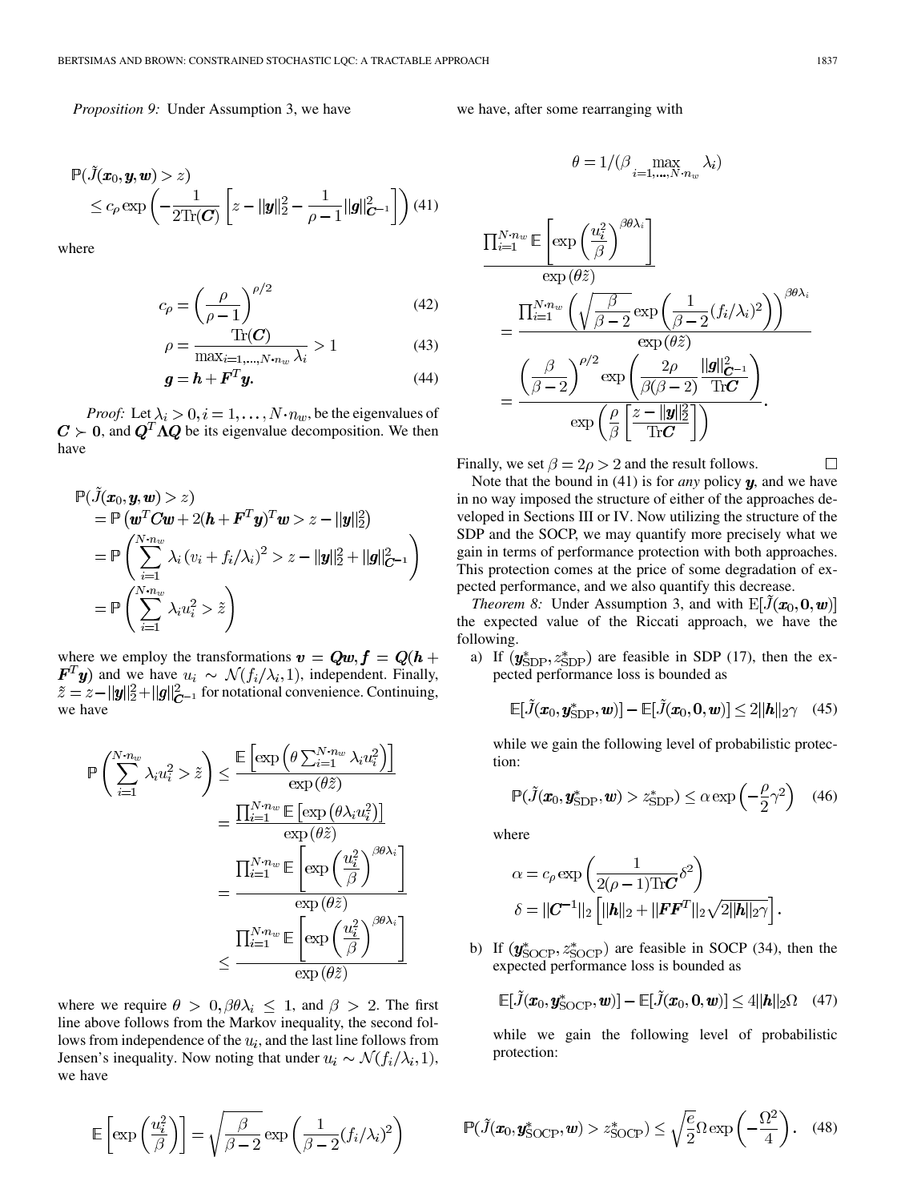*Proposition 9:* Under Assumption 3, we have

$$\mathbb{P}(\tilde{J}(\boldsymbol{x}_0, \boldsymbol{y}, \boldsymbol{w}) > z) \leq c_\rho \exp\left(-\frac{1}{2\text{Tr}(\boldsymbol{C})}\left[z - \|\boldsymbol{y}\|_2^2 - \frac{1}{\rho - 1}\|\boldsymbol{g}\|_{\boldsymbol{C}^{-1}}^2\right]\right) \quad (41)$$

where

$$c_\rho = \left(\frac{\rho}{\rho - 1}\right)^{\rho/2} \quad (42)$$

$$\rho = \frac{\text{Tr}(\boldsymbol{C})}{\max_{i=1,\ldots,N\cdot n_w} \lambda_i} > 1 \quad (43)$$

$$\boldsymbol{g} = \boldsymbol{h} + \boldsymbol{F}^T\boldsymbol{y}. \quad (44)$$

*Proof:* Let $\lambda_i > 0, i = 1, \ldots, N \cdot n_w$, be the eigenvalues of $\boldsymbol{C} \succ \boldsymbol{0}$, and $\boldsymbol{Q}^T\boldsymbol{\Lambda}\boldsymbol{Q}$ be its eigenvalue decomposition. We then have

$$\begin{aligned}
&\mathbb{P}(\tilde{J}(\boldsymbol{x}_0, \boldsymbol{y}, \boldsymbol{w}) > z) \\
&= \mathbb{P}\left(\boldsymbol{w}^T\boldsymbol{C}\boldsymbol{w} + 2(\boldsymbol{h} + \boldsymbol{F}^T\boldsymbol{y})^T\boldsymbol{w} > z - \|\boldsymbol{y}\|_2^2\right) \\
&= \mathbb{P}\left(\sum_{i=1}^{N\cdot n_w} \lambda_i (v_i + f_i/\lambda_i)^2 > z - \|\boldsymbol{y}\|_2^2 + \|\boldsymbol{g}\|_{\boldsymbol{C}^{-1}}^2\right) \\
&= \mathbb{P}\left(\sum_{i=1}^{N\cdot n_w} \lambda_i u_i^2 > \tilde{z}\right)
\end{aligned}$$

where we employ the transformations $\boldsymbol{v} = \boldsymbol{Q}\boldsymbol{w}, \boldsymbol{f} = \boldsymbol{Q}(\boldsymbol{h} + \boldsymbol{F}^T\boldsymbol{y})$ and we have $u_i \sim \mathcal{N}(f_i/\lambda_i, 1)$, independent. Finally, $\tilde{z} = z - \|\boldsymbol{y}\|_2^2 + \|\boldsymbol{g}\|_{\boldsymbol{C}^{-1}}^2$ for notational convenience. Continuing, we have

$$\begin{aligned}
\mathbb{P}\left(\sum_{i=1}^{N\cdot n_w} \lambda_i u_i^2 > \tilde{z}\right) &\leq \frac{\mathbb{E}\left[\exp\left(\theta \sum_{i=1}^{N\cdot n_w} \lambda_i u_i^2\right)\right]}{\exp(\theta \tilde{z})} \\
&= \frac{\prod_{i=1}^{N\cdot n_w} \mathbb{E}\left[\exp\left(\theta \lambda_i u_i^2\right)\right]}{\exp(\theta \tilde{z})} \\
&= \frac{\prod_{i=1}^{N\cdot n_w} \mathbb{E}\left[\exp\left(\frac{u_i^2}{\beta}\right)^{\beta\theta\lambda_i}\right]}{\exp(\theta \tilde{z})} \\
&\leq \frac{\prod_{i=1}^{N\cdot n_w} \mathbb{E}\left[\exp\left(\frac{u_i^2}{\beta}\right)\right]^{\beta\theta\lambda_i}}{\exp(\theta \tilde{z})}
\end{aligned}$$

where we require $\theta > 0, \beta\theta\lambda_i \leq 1$, and $\beta > 2$. The first line above follows from the Markov inequality, the second follows from independence of the $u_i$, and the last line follows from Jensen's inequality. Now noting that under $u_i \sim \mathcal{N}(f_i/\lambda_i, 1)$, we have

$$\mathbb{E}\left[\exp\left(\frac{u_i^2}{\beta}\right)\right] = \sqrt{\frac{\beta}{\beta - 2}} \exp\left(\frac{1}{\beta - 2}(f_i/\lambda_i)^2\right)$$

we have, after some rearranging with

$$\theta = 1/(\beta \max_{i=1,\ldots,N\cdot n_w} \lambda_i)$$

$$\begin{aligned}
&\frac{\prod_{i=1}^{N\cdot n_w} \mathbb{E}\left[\exp\left(\frac{u_i^2}{\beta}\right)\right]^{\beta\theta\lambda_i}}{\exp(\theta\tilde{z})} \\
&= \frac{\prod_{i=1}^{N\cdot n_w} \left(\sqrt{\frac{\beta}{\beta - 2}} \exp\left(\frac{1}{\beta - 2}(f_i/\lambda_i)^2\right)\right)^{\beta\theta\lambda_i}}{\exp(\theta\tilde{z})} \\
&= \frac{\left(\frac{\beta}{\beta - 2}\right)^{\rho/2} \exp\left(\frac{2\rho}{\beta(\beta - 2)} \frac{\|\boldsymbol{g}\|_{\boldsymbol{C}^{-1}}^2}{\text{Tr}\boldsymbol{C}}\right)}{\exp\left(\frac{\rho}{\beta}\left[\frac{z - \|\boldsymbol{y}\|_2^2}{\text{Tr}\boldsymbol{C}}\right]\right)}.
\end{aligned}$$

Finally, we set $\beta = 2\rho > 2$ and the result follows. □

Note that the bound in (41) is for *any* policy $\boldsymbol{y}$, and we have in no way imposed the structure of either of the approaches developed in Sections III or IV. Now utilizing the structure of the SDP and the SOCP, we may quantify more precisely what we gain in terms of performance protection with both approaches. This protection comes at the price of some degradation of expected performance, and we also quantify this decrease.

*Theorem 8:* Under Assumption 3, and with $\mathbb{E}[\tilde{J}(\boldsymbol{x}_0, \boldsymbol{0}, \boldsymbol{w})]$ the expected value of the Riccati approach, we have the following.

a) If $(\boldsymbol{y}_{\text{SDP}}^*, z_{\text{SDP}}^*)$ are feasible in SDP (17), then the expected performance loss is bounded as

$$\mathbb{E}[\tilde{J}(\boldsymbol{x}_0, \boldsymbol{y}_{\text{SDP}}^*, \boldsymbol{w})] - \mathbb{E}[\tilde{J}(\boldsymbol{x}_0, \boldsymbol{0}, \boldsymbol{w})] \leq 2\|\boldsymbol{h}\|_2\gamma \quad (45)$$

while we gain the following level of probabilistic protection:

$$\mathbb{P}(\tilde{J}(\boldsymbol{x}_0, \boldsymbol{y}_{\text{SDP}}^*, \boldsymbol{w}) > z_{\text{SDP}}^*) \leq \alpha \exp\left(-\frac{\rho}{2}\gamma^2\right) \quad (46)$$

where

$$\alpha = c_\rho \exp\left(\frac{1}{2(\rho - 1)\text{Tr}\boldsymbol{C}}\delta^2\right)$$

$$\delta = \|\boldsymbol{C}^{-1}\|_2\left[\|\boldsymbol{h}\|_2 + \|\boldsymbol{F}\boldsymbol{F}^T\|_2\sqrt{2\|\boldsymbol{h}\|_2\gamma}\right].$$

b) If $(\boldsymbol{y}_{\text{SOCP}}^*, z_{\text{SOCP}}^*)$ are feasible in SOCP (34), then the expected performance loss is bounded as

$$\mathbb{E}[\tilde{J}(\boldsymbol{x}_0, \boldsymbol{y}_{\text{SOCP}}^*, \boldsymbol{w})] - \mathbb{E}[\tilde{J}(\boldsymbol{x}_0, \boldsymbol{0}, \boldsymbol{w})] \leq 4\|\boldsymbol{h}\|_2\Omega \quad (47)$$

while we gain the following level of probabilistic protection:

$$\mathbb{P}(\tilde{J}(\boldsymbol{x}_0, \boldsymbol{y}_{\text{SOCP}}^*, \boldsymbol{w}) > z_{\text{SOCP}}^*) \leq \sqrt{\frac{e}{2}}\Omega \exp\left(-\frac{\Omega^2}{4}\right). \quad (48)$$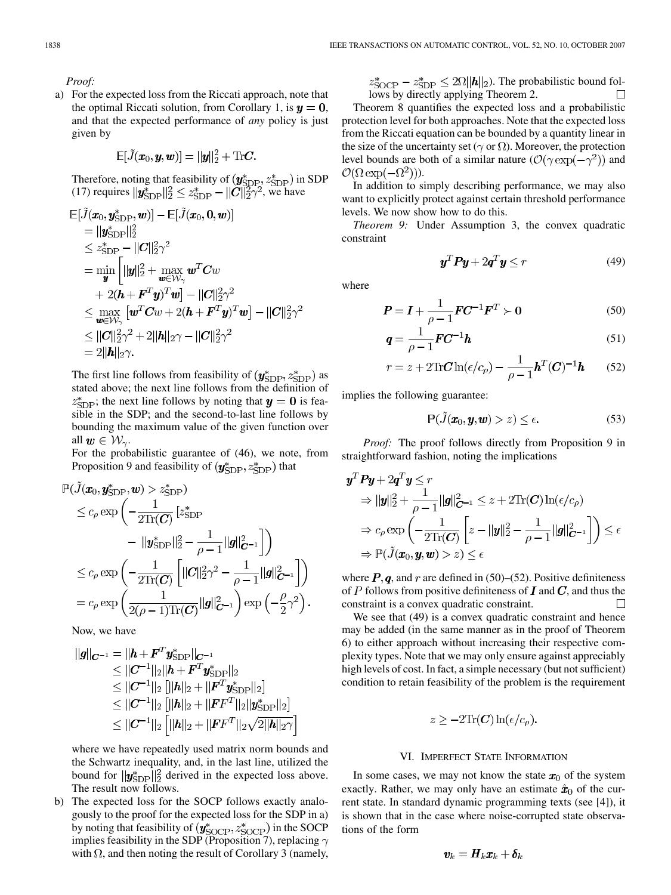*Proof:*

a) For the expected loss from the Riccati approach, note that the optimal Riccati solution, from Corollary 1, is $\boldsymbol{y} = \boldsymbol{0}$, and that the expected performance of *any* policy is just given by

$$\mathbb{E}[\tilde{J}(\boldsymbol{x}_0, \boldsymbol{y}, \boldsymbol{w})] = \|\boldsymbol{y}\|_2^2 + \text{Tr}\boldsymbol{C}.$$

Therefore, noting that feasibility of $(\boldsymbol{y}^*_{\text{SDP}}, z^*_{\text{SDP}})$ in SDP (17) requires $\|\boldsymbol{y}^*_{\text{SDP}}\|_2^2 \leq z^*_{\text{SDP}} - \|\boldsymbol{C}\|_2^2\gamma^2$, we have

$$\begin{aligned}
&\mathbb{E}[\tilde{J}(\boldsymbol{x}_0, \boldsymbol{y}^*_{\text{SDP}}, \boldsymbol{w})] - \mathbb{E}[\tilde{J}(\boldsymbol{x}_0, \boldsymbol{0}, \boldsymbol{w})] \\
&= \|\boldsymbol{y}^*_{\text{SDP}}\|_2^2 \\
&\leq z^*_{\text{SDP}} - \|\boldsymbol{C}\|_2^2\gamma^2 \\
&= \min_{\boldsymbol{y}} \Big[ \|\boldsymbol{y}\|_2^2 + \max_{\boldsymbol{w} \in \mathcal{W}_\gamma} \boldsymbol{w}^T C w \\
&\quad + 2(\boldsymbol{h} + \boldsymbol{F}^T \boldsymbol{y})^T \boldsymbol{w} \Big] - \|\boldsymbol{C}\|_2^2\gamma^2 \\
&\leq \max_{\boldsymbol{w} \in \mathcal{W}_\gamma} \left[ \boldsymbol{w}^T C w + 2(\boldsymbol{h} + \boldsymbol{F}^T\boldsymbol{y})^T \boldsymbol{w} \right] - \|\boldsymbol{C}\|_2^2\gamma^2 \\
&\leq \|\boldsymbol{C}\|_2^2\gamma^2 + 2\|\boldsymbol{h}\|_2\gamma - \|\boldsymbol{C}\|_2^2\gamma^2 \\
&= 2\|\boldsymbol{h}\|_2\gamma.
\end{aligned}$$

The first line follows from feasibility of $(\boldsymbol{y}^*_{\text{SDP}}, z^*_{\text{SDP}})$ as stated above; the next line follows from the definition of $z^*_{\text{SDP}}$; the next line follows by noting that $\boldsymbol{y} = \boldsymbol{0}$ is feasible in the SDP; and the second-to-last line follows by bounding the maximum value of the given function over all $\boldsymbol{w} \in \mathcal{W}_\gamma$.

For the probabilistic guarantee of (46), we note, from Proposition 9 and feasibility of $(\boldsymbol{y}^*_{\text{SDP}}, z^*_{\text{SDP}})$ that

$$\begin{aligned}
&\mathbb{P}(\tilde{J}(\boldsymbol{x}_0, \boldsymbol{y}^*_{\text{SDP}}, \boldsymbol{w}) > z^*_{\text{SDP}}) \\
&\leq c_\rho \exp\left( -\frac{1}{2\text{Tr}(\boldsymbol{C})} \left[ z^*_{\text{SDP}} \right.\right. \\
&\quad \left.\left. - \|\boldsymbol{y}^*_{\text{SDP}}\|_2^2 - \frac{1}{\rho - 1}\|\boldsymbol{g}\|^2_{\boldsymbol{C}^{-1}} \right] \right) \\
&\leq c_\rho \exp\left( -\frac{1}{2\text{Tr}(\boldsymbol{C})} \left[ \|\boldsymbol{C}\|_2^2\gamma^2 - \frac{1}{\rho - 1}\|\boldsymbol{g}\|^2_{\boldsymbol{C}^{-1}} \right] \right) \\
&= c_\rho \exp\left( \frac{1}{2(\rho - 1)\text{Tr}(\boldsymbol{C})}\|\boldsymbol{g}\|^2_{\boldsymbol{C}^{-1}} \right) \exp\left( -\frac{\rho}{2}\gamma^2 \right).
\end{aligned}$$

Now, we have

$$\begin{aligned}
\|\boldsymbol{g}\|_{\boldsymbol{C}^{-1}} &= \|\boldsymbol{h} + \boldsymbol{F}^T\boldsymbol{y}^*_{\text{SDP}}\|_{\boldsymbol{C}^{-1}} \\
&\leq \|\boldsymbol{C}^{-1}\|_2 \|\boldsymbol{h} + \boldsymbol{F}^T \boldsymbol{y}^*_{\text{SDP}}\|_2 \\
&\leq \|\boldsymbol{C}^{-1}\|_2 \left[ \|\boldsymbol{h}\|_2 + \|\boldsymbol{F}^T\boldsymbol{y}^*_{\text{SDP}}\|_2 \right] \\
&\leq \|\boldsymbol{C}^{-1}\|_2 \left[ \|\boldsymbol{h}\|_2 + \|\boldsymbol{F}F^T\|_2 \|\boldsymbol{y}^*_{\text{SDP}}\|_2 \right] \\
&\leq \|\boldsymbol{C}^{-1}\|_2 \left[ \|\boldsymbol{h}\|_2 + \|\boldsymbol{F}F^T\|_2 \sqrt{2\|\boldsymbol{h}\|_2\gamma} \right]
\end{aligned}$$

where we have repeatedly used matrix norm bounds and the Schwartz inequality, and, in the last line, utilized the bound for $\|\boldsymbol{y}^*_{\text{SDP}}\|_2^2$ derived in the expected loss above. The result now follows.

b) The expected loss for the SOCP follows exactly analogously to the proof for the expected loss for the SDP in a) by noting that feasibility of $(\boldsymbol{y}^*_{\text{SOCP}}, z^*_{\text{SOCP}})$ in the SOCP implies feasibility in the SDP (Proposition 7), replacing $\gamma$ with $\Omega$, and then noting the result of Corollary 3 (namely, $z^*_{\text{SOCP}} - z^*_{\text{SDP}} \leq 2\Omega\|\boldsymbol{h}\|_2$). The probabilistic bound follows by directly applying Theorem 2. $\square$

Theorem 8 quantifies the expected loss and a probabilistic protection level for both approaches. Note that the expected loss from the Riccati equation can be bounded by a quantity linear in the size of the uncertainty set ($\gamma$ or $\Omega$). Moreover, the protection level bounds are both of a similar nature ($\mathcal{O}(\gamma\exp(-\gamma^2))$ and $\mathcal{O}(\Omega\exp(-\Omega^2))$).

In addition to simply describing performance, we may also want to explicitly protect against certain threshold performance levels. We now show how to do this.

*Theorem 9:* Under Assumption 3, the convex quadratic constraint

$$\boldsymbol{y}^T\boldsymbol{P}\boldsymbol{y} + 2\boldsymbol{q}^T\boldsymbol{y} \leq r \tag{49}$$

where

$$\boldsymbol{P} = \boldsymbol{I} + \frac{1}{\rho - 1}\boldsymbol{F}\boldsymbol{C}^{-1}\boldsymbol{F}^T \succ \boldsymbol{0} \tag{50}$$

$$\boldsymbol{q} = \frac{1}{\rho - 1}\boldsymbol{F}\boldsymbol{C}^{-1}\boldsymbol{h} \tag{51}$$

$$r = z + 2\text{Tr}\boldsymbol{C}\ln(\epsilon/c_\rho) - \frac{1}{\rho - 1}\boldsymbol{h}^T(\boldsymbol{C})^{-1}\boldsymbol{h} \tag{52}$$

implies the following guarantee:

$$\mathbb{P}(\tilde{J}(\boldsymbol{x}_0, \boldsymbol{y}, \boldsymbol{w}) > z) \leq \epsilon. \tag{53}$$

*Proof:* The proof follows directly from Proposition 9 in straightforward fashion, noting the implications

$$\begin{aligned}
&\boldsymbol{y}^T\boldsymbol{P}\boldsymbol{y} + 2\boldsymbol{q}^T\boldsymbol{y} \leq r \\
&\Rightarrow \|\boldsymbol{y}\|_2^2 + \frac{1}{\rho - 1}\|\boldsymbol{g}\|^2_{\boldsymbol{C}^{-1}} \leq z + 2\text{Tr}(\boldsymbol{C})\ln(\epsilon/c_\rho) \\
&\Rightarrow c_\rho \exp\left( -\frac{1}{2\text{Tr}(\boldsymbol{C})}\left[ z - \|\boldsymbol{y}\|_2^2 - \frac{1}{\rho - 1}\|\boldsymbol{g}\|^2_{\boldsymbol{C}^{-1}} \right] \right) \leq \epsilon \\
&\Rightarrow \mathbb{P}(\tilde{J}(\boldsymbol{x}_0, \boldsymbol{y}, \boldsymbol{w}) > z) \leq \epsilon
\end{aligned}$$

where $\boldsymbol{P}, \boldsymbol{q}$, and $r$ are defined in (50)–(52). Positive definiteness of $P$ follows from positive definiteness of $\boldsymbol{I}$ and $\boldsymbol{C}$, and thus the constraint is a convex quadratic constraint. $\square$

We see that (49) is a convex quadratic constraint and hence may be added (in the same manner as in the proof of Theorem 6) to either approach without increasing their respective complexity types. Note that we may only ensure against appreciably high levels of cost. In fact, a simple necessary (but not sufficient) condition to retain feasibility of the problem is the requirement

$$z \geq -2\text{Tr}(\boldsymbol{C})\ln(\epsilon/c_\rho).$$

## VI. Imperfect State Information

In some cases, we may not know the state $\boldsymbol{x}_0$ of the system exactly. Rather, we may only have an estimate $\hat{\boldsymbol{x}}_0$ of the current state. In standard dynamic programming texts (see [4]), it is shown that in the case where noise-corrupted state observations of the form

$$\boldsymbol{v}_k = \boldsymbol{H}_k\boldsymbol{x}_k + \boldsymbol{\delta}_k$$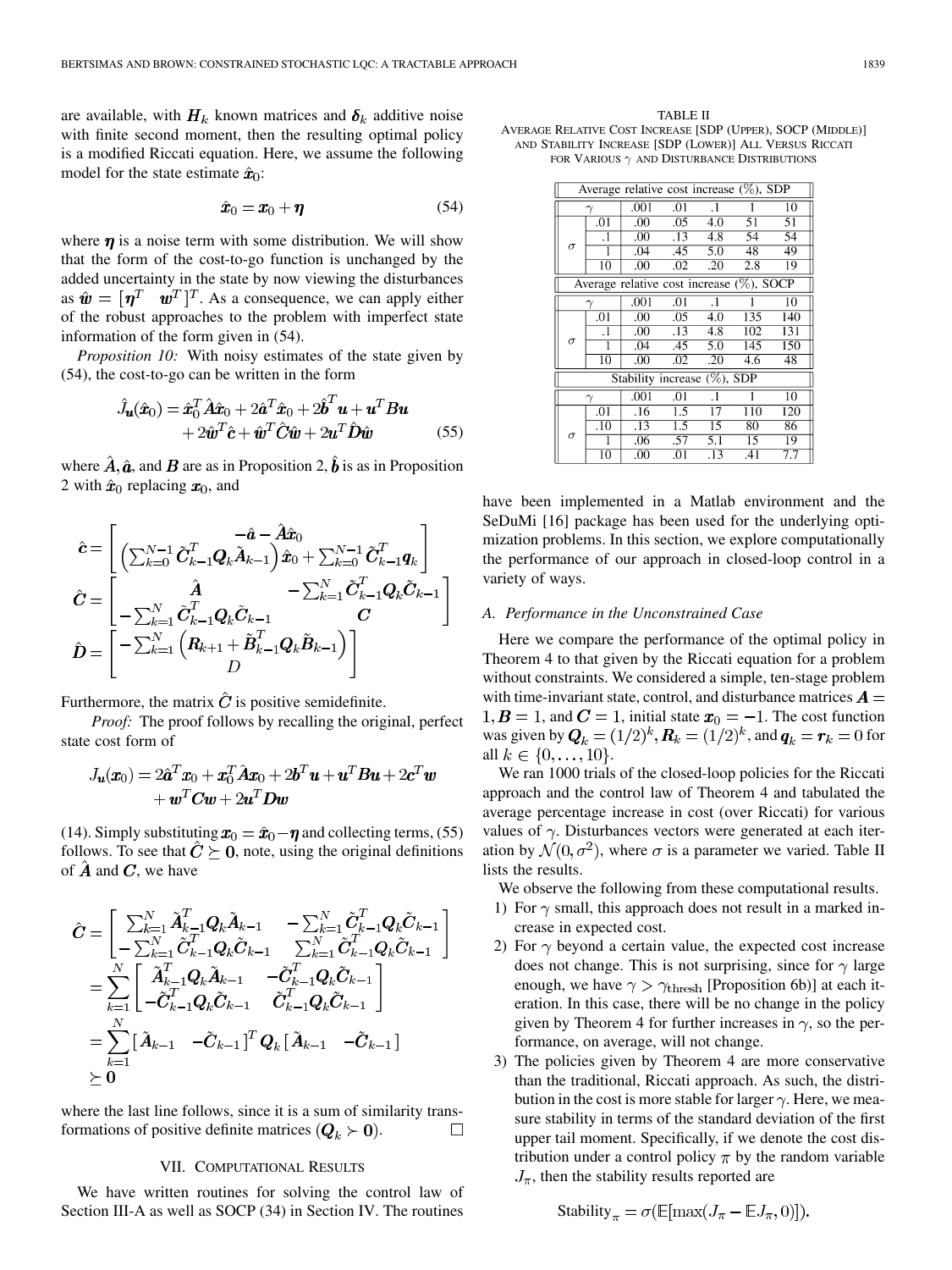are available, with $\boldsymbol{H}_k$ known matrices and $\boldsymbol{\delta}_k$ additive noise with finite second moment, then the resulting optimal policy is a modified Riccati equation. Here, we assume the following model for the state estimate $\hat{\boldsymbol{x}}_0$:

$$\hat{\boldsymbol{x}}_0 = \boldsymbol{x}_0 + \boldsymbol{\eta} \tag{54}$$

where $\boldsymbol{\eta}$ is a noise term with some distribution. We will show that the form of the cost-to-go function is unchanged by the added uncertainty in the state by now viewing the disturbances as $\hat{\boldsymbol{w}} = [\boldsymbol{\eta}^T \quad \boldsymbol{w}^T]^T$. As a consequence, we can apply either of the robust approaches to the problem with imperfect state information of the form given in (54).

*Proposition 10:* With noisy estimates of the state given by (54), the cost-to-go can be written in the form

$$\hat{J}_{\boldsymbol{u}}(\hat{\boldsymbol{x}}_0) = \hat{\boldsymbol{x}}_0^T \hat{\boldsymbol{A}} \hat{\boldsymbol{x}}_0 + 2\hat{\boldsymbol{a}}^T \hat{\boldsymbol{x}}_0 + 2\hat{\boldsymbol{b}}^T \boldsymbol{u} + \boldsymbol{u}^T \boldsymbol{B} \boldsymbol{u} + 2\hat{\boldsymbol{w}}^T \hat{\boldsymbol{c}} + \hat{\boldsymbol{w}}^T \hat{\boldsymbol{C}} \hat{\boldsymbol{w}} + 2\boldsymbol{u}^T \hat{\boldsymbol{D}} \hat{\boldsymbol{w}} \tag{55}$$

where $\hat{\boldsymbol{A}}, \hat{\boldsymbol{a}}$, and $\boldsymbol{B}$ are as in Proposition 2, $\hat{\boldsymbol{b}}$ is as in Proposition 2 with $\hat{\boldsymbol{x}}_0$ replacing $\boldsymbol{x}_0$, and

$$\hat{\boldsymbol{c}} = \begin{bmatrix} -\hat{\boldsymbol{a}} - \hat{\boldsymbol{A}}\hat{\boldsymbol{x}}_0 \\ \left(\sum_{k=0}^{N-1} \tilde{\boldsymbol{C}}_{k-1}^T \boldsymbol{Q}_k \tilde{\boldsymbol{A}}_{k-1}\right) \hat{\boldsymbol{x}}_0 + \sum_{k=0}^{N-1} \tilde{\boldsymbol{C}}_{k-1}^T \boldsymbol{q}_k \end{bmatrix}$$

$$\hat{\boldsymbol{C}} = \begin{bmatrix} \hat{\boldsymbol{A}} & -\sum_{k=1}^{N} \tilde{\boldsymbol{C}}_{k-1}^T \boldsymbol{Q}_k \tilde{\boldsymbol{C}}_{k-1} \\ -\sum_{k=1}^{N} \tilde{\boldsymbol{C}}_{k-1}^T \boldsymbol{Q}_k \tilde{\boldsymbol{C}}_{k-1} & \boldsymbol{C} \end{bmatrix}$$

$$\hat{\boldsymbol{D}} = \begin{bmatrix} -\sum_{k=1}^{N} \left(\boldsymbol{R}_{k+1} + \tilde{\boldsymbol{B}}_{k-1}^T \boldsymbol{Q}_k \tilde{\boldsymbol{B}}_{k-1}\right) \\ D \end{bmatrix}$$

Furthermore, the matrix $\hat{\boldsymbol{C}}$ is positive semidefinite.

*Proof:* The proof follows by recalling the original, perfect state cost form of

$$J_{\boldsymbol{u}}(\boldsymbol{x}_0) = 2\hat{\boldsymbol{a}}^T \boldsymbol{x}_0 + \boldsymbol{x}_0^T \hat{\boldsymbol{A}} \boldsymbol{x}_0 + 2\boldsymbol{b}^T \boldsymbol{u} + \boldsymbol{u}^T \boldsymbol{B} \boldsymbol{u} + 2\boldsymbol{c}^T \boldsymbol{w} + \boldsymbol{w}^T \boldsymbol{C} \boldsymbol{w} + 2\boldsymbol{u}^T \boldsymbol{D} \boldsymbol{w}$$

(14). Simply substituting $\boldsymbol{x}_0 = \hat{\boldsymbol{x}}_0 - \boldsymbol{\eta}$ and collecting terms, (55) follows. To see that $\hat{\boldsymbol{C}} \succeq \boldsymbol{0}$, note, using the original definitions of $\hat{\boldsymbol{A}}$ and $\boldsymbol{C}$, we have

$$\begin{aligned}
\hat{\boldsymbol{C}} &= \begin{bmatrix} \sum_{k=1}^{N} \tilde{\boldsymbol{A}}_{k-1}^T \boldsymbol{Q}_k \tilde{\boldsymbol{A}}_{k-1} & -\sum_{k=1}^{N} \tilde{\boldsymbol{C}}_{k-1}^T \boldsymbol{Q}_k \tilde{\boldsymbol{C}}_{k-1} \\ -\sum_{k=1}^{N} \tilde{\boldsymbol{C}}_{k-1}^T \boldsymbol{Q}_k \tilde{\boldsymbol{C}}_{k-1} & \sum_{k=1}^{N} \tilde{\boldsymbol{C}}_{k-1}^T \boldsymbol{Q}_k \tilde{\boldsymbol{C}}_{k-1} \end{bmatrix} \\
&= \sum_{k=1}^{N} \begin{bmatrix} \tilde{\boldsymbol{A}}_{k-1}^T \boldsymbol{Q}_k \tilde{\boldsymbol{A}}_{k-1} & -\tilde{\boldsymbol{C}}_{k-1}^T \boldsymbol{Q}_k \tilde{\boldsymbol{C}}_{k-1} \\ -\tilde{\boldsymbol{C}}_{k-1}^T \boldsymbol{Q}_k \tilde{\boldsymbol{C}}_{k-1} & \tilde{\boldsymbol{C}}_{k-1}^T \boldsymbol{Q}_k \tilde{\boldsymbol{C}}_{k-1} \end{bmatrix} \\
&= \sum_{k=1}^{N} [\tilde{\boldsymbol{A}}_{k-1} \quad -\tilde{\boldsymbol{C}}_{k-1}]^T \boldsymbol{Q}_k [\tilde{\boldsymbol{A}}_{k-1} \quad -\tilde{\boldsymbol{C}}_{k-1}] \\
&\succeq \boldsymbol{0}
\end{aligned}$$

where the last line follows, since it is a sum of similarity transformations of positive definite matrices ($\boldsymbol{Q}_k \succ \boldsymbol{0}$). $\square$

## VII. Computational Results

We have written routines for solving the control law of Section III-A as well as SOCP (34) in Section IV. The routines have been implemented in a Matlab environment and the SeDuMi [16] package has been used for the underlying optimization problems. In this section, we explore computationally the performance of our approach in closed-loop control in a variety of ways.

TABLE II
Average Relative Cost Increase [SDP (Upper), SOCP (Middle)] and Stability Increase [SDP (Lower)] All Versus Riccati for Various $\gamma$ and Disturbance Distributions

| Average relative cost increase (%), SDP | | | | | | |
|---|---|---|---|---|---|---|
| | $\gamma$ | .001 | .01 | .1 | 1 | 10 |
| $\sigma$ | .01 | .00 | .05 | 4.0 | 51 | 51 |
| | .1 | .00 | .13 | 4.8 | 54 | 54 |
| | 1 | .04 | .45 | 5.0 | 48 | 49 |
| | 10 | .00 | .02 | .20 | 2.8 | 19 |
| **Average relative cost increase (%), SOCP** | | | | | | |
| | $\gamma$ | .001 | .01 | .1 | 1 | 10 |
| $\sigma$ | .01 | .00 | .05 | 4.0 | 135 | 140 |
| | .1 | .00 | .13 | 4.8 | 102 | 131 |
| | 1 | .04 | .45 | 5.0 | 145 | 150 |
| | 10 | .00 | .02 | .20 | 4.6 | 48 |
| **Stability increase (%), SDP** | | | | | | |
| | $\gamma$ | .001 | .01 | .1 | 1 | 10 |
| $\sigma$ | .01 | .16 | 1.5 | 17 | 110 | 120 |
| | .10 | .13 | 1.5 | 15 | 80 | 86 |
| | 1 | .06 | .57 | 5.1 | 15 | 19 |
| | 10 | .00 | .01 | .13 | .41 | 7.7 |

### A. Performance in the Unconstrained Case

Here we compare the performance of the optimal policy in Theorem 4 to that given by the Riccati equation for a problem without constraints. We considered a simple, ten-stage problem with time-invariant state, control, and disturbance matrices $\boldsymbol{A} = 1, \boldsymbol{B} = 1$, and $\boldsymbol{C} = 1$, initial state $\boldsymbol{x}_0 = -1$. The cost function was given by $\boldsymbol{Q}_k = (1/2)^k, \boldsymbol{R}_k = (1/2)^k$, and $\boldsymbol{q}_k = \boldsymbol{r}_k = 0$ for all $k \in \{0, \ldots, 10\}$.

We ran 1000 trials of the closed-loop policies for the Riccati approach and the control law of Theorem 4 and tabulated the average percentage increase in cost (over Riccati) for various values of $\gamma$. Disturbances vectors were generated at each iteration by $\mathcal{N}(0, \sigma^2)$, where $\sigma$ is a parameter we varied. Table II lists the results.

We observe the following from these computational results.

1) For $\gamma$ small, this approach does not result in a marked increase in expected cost.
2) For $\gamma$ beyond a certain value, the expected cost increase does not change. This is not surprising, since for $\gamma$ large enough, we have $\gamma > \gamma_{\text{thresh}}$ [Proposition 6b)] at each iteration. In this case, there will be no change in the policy given by Theorem 4 for further increases in $\gamma$, so the performance, on average, will not change.
3) The policies given by Theorem 4 are more conservative than the traditional, Riccati approach. As such, the distribution in the cost is more stable for larger $\gamma$. Here, we measure stability in terms of the standard deviation of the first upper tail moment. Specifically, if we denote the cost distribution under a control policy $\pi$ by the random variable $J_\pi$, then the stability results reported are

$$\text{Stability}_\pi = \sigma(\mathbb{E}[\max(J_\pi - \mathbb{E}J_\pi, 0)]).$$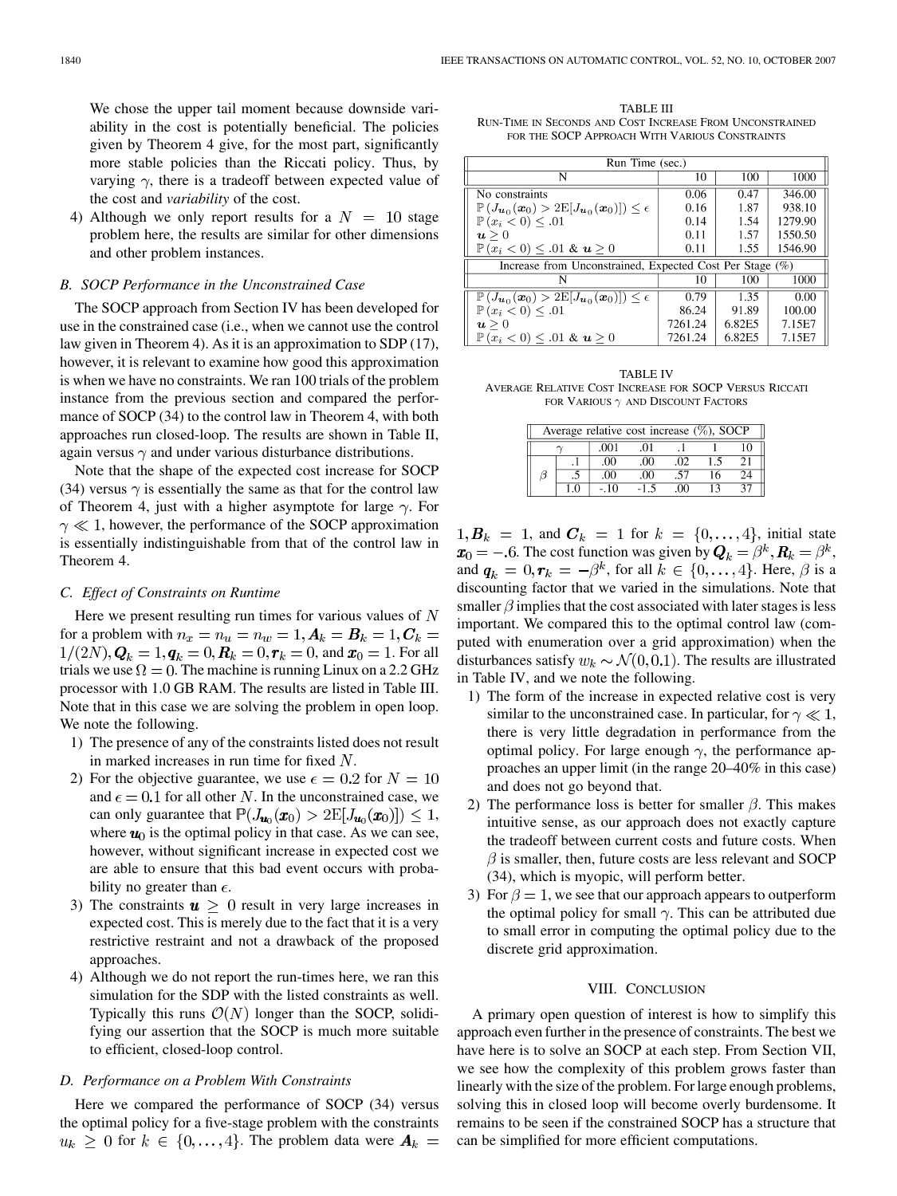We chose the upper tail moment because downside variability in the cost is potentially beneficial. The policies given by Theorem 4 give, for the most part, significantly more stable policies than the Riccati policy. Thus, by varying $\gamma$, there is a tradeoff between expected value of the cost and *variability* of the cost.

4) Although we only report results for a $N = 10$ stage problem here, the results are similar for other dimensions and other problem instances.

### B. SOCP Performance in the Unconstrained Case

The SOCP approach from Section IV has been developed for use in the constrained case (i.e., when we cannot use the control law given in Theorem 4). As it is an approximation to SDP (17), however, it is relevant to examine how good this approximation is when we have no constraints. We ran 100 trials of the problem instance from the previous section and compared the performance of SOCP (34) to the control law in Theorem 4, with both approaches run closed-loop. The results are shown in Table II, again versus $\gamma$ and under various disturbance distributions.

Note that the shape of the expected cost increase for SOCP (34) versus $\gamma$ is essentially the same as that for the control law of Theorem 4, just with a higher asymptote for large $\gamma$. For $\gamma \ll 1$, however, the performance of the SOCP approximation is essentially indistinguishable from that of the control law in Theorem 4.

### C. Effect of Constraints on Runtime

Here we present resulting run times for various values of $N$ for a problem with $n_x = n_u = n_w = 1, \boldsymbol{A}_k = \boldsymbol{B}_k = 1, \boldsymbol{C}_k = 1/(2N), \boldsymbol{Q}_k = 1, \boldsymbol{q}_k = 0, \boldsymbol{R}_k = 0, \boldsymbol{r}_k = 0$, and $\boldsymbol{x}_0 = 1$. For all trials we use $\Omega = 0$. The machine is running Linux on a 2.2 GHz processor with 1.0 GB RAM. The results are listed in Table III. Note that in this case we are solving the problem in open loop. We note the following.

1) The presence of any of the constraints listed does not result in marked increases in run time for fixed $N$.
2) For the objective guarantee, we use $\epsilon = 0.2$ for $N = 10$ and $\epsilon = 0.1$ for all other $N$. In the unconstrained case, we can only guarantee that $\mathbb{P}(J_{\boldsymbol{u}_0}(\boldsymbol{x}_0) > 2\mathrm{E}[J_{\boldsymbol{u}_0}(\boldsymbol{x}_0)]) \leq 1$, where $\boldsymbol{u}_0$ is the optimal policy in that case. As we can see, however, without significant increase in expected cost we are able to ensure that this bad event occurs with probability no greater than $\epsilon$.
3) The constraints $\boldsymbol{u} \geq 0$ result in very large increases in expected cost. This is merely due to the fact that it is a very restrictive restraint and not a drawback of the proposed approaches.
4) Although we do not report the run-times here, we ran this simulation for the SDP with the listed constraints as well. Typically this runs $\mathcal{O}(N)$ longer than the SOCP, solidifying our assertion that the SOCP is much more suitable to efficient, closed-loop control.

### D. Performance on a Problem With Constraints

Here we compared the performance of SOCP (34) versus the optimal policy for a five-stage problem with the constraints $u_k \geq 0$ for $k \in \{0, \ldots, 4\}$. The problem data were $\boldsymbol{A}_k = 1, \boldsymbol{B}_k = 1$, and $\boldsymbol{C}_k = 1$ for $k = \{0, \ldots, 4\}$, initial state $\boldsymbol{x}_0 = -.6$. The cost function was given by $\boldsymbol{Q}_k = \beta^k, \boldsymbol{R}_k = \beta^k$, and $\boldsymbol{q}_k = 0, \boldsymbol{r}_k = -\beta^k$, for all $k \in \{0, \ldots, 4\}$. Here, $\beta$ is a discounting factor that we varied in the simulations. Note that smaller $\beta$ implies that the cost associated with later stages is less important. We compared this to the optimal control law (computed with enumeration over a grid approximation) when the disturbances satisfy $w_k \sim \mathcal{N}(0, 0.1)$. The results are illustrated in Table IV, and we note the following.

1) The form of the increase in expected relative cost is very similar to the unconstrained case. In particular, for $\gamma \ll 1$, there is very little degradation in performance from the optimal policy. For large enough $\gamma$, the performance approaches an upper limit (in the range 20–40% in this case) and does not go beyond that.
2) The performance loss is better for smaller $\beta$. This makes intuitive sense, as our approach does not exactly capture the tradeoff between current costs and future costs. When $\beta$ is smaller, then, future costs are less relevant and SOCP (34), which is myopic, will perform better.
3) For $\beta = 1$, we see that our approach appears to outperform the optimal policy for small $\gamma$. This can be attributed due to small error in computing the optimal policy due to the discrete grid approximation.

TABLE III
RUN-TIME IN SECONDS AND COST INCREASE FROM UNCONSTRAINED FOR THE SOCP APPROACH WITH VARIOUS CONSTRAINTS

| Run Time (sec.) | | | |
|---|---|---|---|
| N | 10 | 100 | 1000 |
| No constraints | 0.06 | 0.47 | 346.00 |
| $\mathbb{P}(J_{\boldsymbol{u}_0}(\boldsymbol{x}_0) > 2\mathrm{E}[J_{\boldsymbol{u}_0}(\boldsymbol{x}_0)]) \leq \epsilon$ | 0.16 | 1.87 | 938.10 |
| $\mathbb{P}(x_i < 0) \leq .01$ | 0.14 | 1.54 | 1279.90 |
| $\boldsymbol{u} \geq 0$ | 0.11 | 1.57 | 1550.50 |
| $\mathbb{P}(x_i < 0) \leq .01$ & $\boldsymbol{u} \geq 0$ | 0.11 | 1.55 | 1546.90 |
| **Increase from Unconstrained, Expected Cost Per Stage (%)** | | | |
| N | 10 | 100 | 1000 |
| $\mathbb{P}(J_{\boldsymbol{u}_0}(\boldsymbol{x}_0) > 2\mathrm{E}[J_{\boldsymbol{u}_0}(\boldsymbol{x}_0)]) \leq \epsilon$ | 0.79 | 1.35 | 0.00 |
| $\mathbb{P}(x_i < 0) \leq .01$ | 86.24 | 91.89 | 100.00 |
| $\boldsymbol{u} \geq 0$ | 7261.24 | 6.82E5 | 7.15E7 |
| $\mathbb{P}(x_i < 0) \leq .01$ & $\boldsymbol{u} \geq 0$ | 7261.24 | 6.82E5 | 7.15E7 |

TABLE IV
AVERAGE RELATIVE COST INCREASE FOR SOCP VERSUS RICCATI FOR VARIOUS $\gamma$ AND DISCOUNT FACTORS

| Average relative cost increase (%), SOCP | | | | | | |
|---|---|---|---|---|---|---|
| | $\gamma$ | .001 | .01 | .1 | 1 | 10 |
| $\beta$ | .1 | .00 | .00 | .02 | 1.5 | 21 |
| | .5 | .00 | .00 | .57 | 16 | 24 |
| | 1.0 | -.10 | -1.5 | .00 | 13 | 37 |

## VIII. CONCLUSION

A primary open question of interest is how to simplify this approach even further in the presence of constraints. The best we have here is to solve an SOCP at each step. From Section VII, we see how the complexity of this problem grows faster than linearly with the size of the problem. For large enough problems, solving this in closed loop will become overly burdensome. It remains to be seen if the constrained SOCP has a structure that can be simplified for more efficient computations.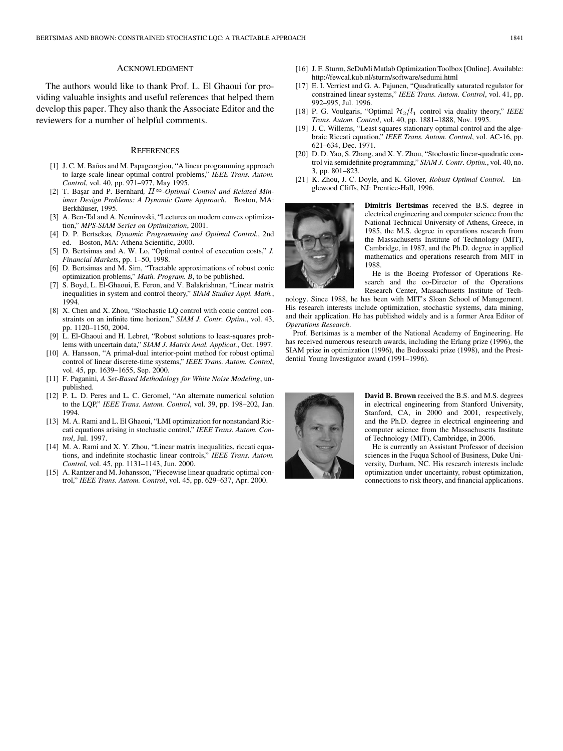## Acknowledgment

The authors would like to thank Prof. L. El Ghaoui for providing valuable insights and useful references that helped them develop this paper. They also thank the Associate Editor and the reviewers for a number of helpful comments.

## References

[1] J. C. M. Baños and M. Papageorgiou, "A linear programming approach to large-scale linear optimal control problems," *IEEE Trans. Autom. Control*, vol. 40, pp. 971–977, May 1995.

[2] T. Başar and P. Bernhard*, $H^{\infty}$-Optimal Control and Related Minimax Design Problems: A Dynamic Game Approach*. Boston, MA: Berkhäuser, 1995.

[3] A. Ben-Tal and A. Nemirovski, "Lectures on modern convex optimization," *MPS-SIAM Series on Optimization*, 2001.

[4] D. P. Bertsekas*, Dynamic Programming and Optimal Control.*, 2nd ed. Boston, MA: Athena Scientific, 2000.

[5] D. Bertsimas and A. W. Lo, "Optimal control of execution costs," *J. Financial Markets*, pp. 1–50, 1998.

[6] D. Bertsimas and M. Sim, "Tractable approximations of robust conic optimization problems," *Math. Program. B*, to be published.

[7] S. Boyd, L. El-Ghaoui, E. Feron, and V. Balakrishnan, "Linear matrix inequalities in system and control theory," *SIAM Studies Appl. Math.*, 1994.

[8] X. Chen and X. Zhou, "Stochastic LQ control with conic control constraints on an infinite time horizon," *SIAM J. Contr. Optim.*, vol. 43, pp. 1120–1150, 2004.

[9] L. El-Ghaoui and H. Lebret, "Robust solutions to least-squares problems with uncertain data," *SIAM J. Matrix Anal. Applicat.*, Oct. 1997.

[10] A. Hansson, "A primal-dual interior-point method for robust optimal control of linear discrete-time systems," *IEEE Trans. Autom. Control*, vol. 45, pp. 1639–1655, Sep. 2000.

[11] F. Paganini*, A Set-Based Methodology for White Noise Modeling*, unpublished.

[12] P. L. D. Peres and L. C. Geromel, "An alternate numerical solution to the LQP," *IEEE Trans. Autom. Control*, vol. 39, pp. 198–202, Jan. 1994.

[13] M. A. Rami and L. El Ghaoui, "LMI optimization for nonstandard Riccati equations arising in stochastic control," *IEEE Trans. Autom. Control*, Jul. 1997.

[14] M. A. Rami and X. Y. Zhou, "Linear matrix inequalities, riccati equations, and indefinite stochastic linear controls," *IEEE Trans. Autom. Control*, vol. 45, pp. 1131–1143, Jun. 2000.

[15] A. Rantzer and M. Johansson, "Piecewise linear quadratic optimal control," *IEEE Trans. Autom. Control*, vol. 45, pp. 629–637, Apr. 2000.

[16] J. F. Sturm, SeDuMi Matlab Optimization Toolbox [Online]. Available: http://fewcal.kub.nl/sturm/software/sedumi.html

[17] E. I. Verriest and G. A. Pajunen, "Quadratically saturated regulator for constrained linear systems," *IEEE Trans. Autom. Control*, vol. 41, pp. 992–995, Jul. 1996.

[18] P. G. Voulgaris, "Optimal $\mathcal{H}_2/l_1$ control via duality theory," *IEEE Trans. Autom. Control*, vol. 40, pp. 1881–1888, Nov. 1995.

[19] J. C. Willems, "Least squares stationary optimal control and the algebraic Riccati equation," *IEEE Trans. Autom. Control*, vol. AC-16, pp. 621–634, Dec. 1971.

[20] D. D. Yao, S. Zhang, and X. Y. Zhou, "Stochastic linear-quadratic control via semidefinite programming," *SIAM J. Contr. Optim.*, vol. 40, no. 3, pp. 801–823.

[21] K. Zhou, J. C. Doyle, and K. Glover*, Robust Optimal Control*. Englewood Cliffs, NJ: Prentice-Hall, 1996.

**Dimitris Bertsimas** received the B.S. degree in electrical engineering and computer science from the National Technical University of Athens, Greece, in 1985, the M.S. degree in operations research from the Massachusetts Institute of Technology (MIT), Cambridge, in 1987, and the Ph.D. degree in applied mathematics and operations research from MIT in 1988.

He is the Boeing Professor of Operations Research and the co-Director of the Operations Research Center, Massachusetts Institute of Technology. Since 1988, he has been with MIT's Sloan School of Management. His research interests include optimization, stochastic systems, data mining, and their application. He has published widely and is a former Area Editor of *Operations Research*.

Prof. Bertsimas is a member of the National Academy of Engineering. He has received numerous research awards, including the Erlang prize (1996), the SIAM prize in optimization (1996), the Bodossaki prize (1998), and the Presidential Young Investigator award (1991–1996).

**David B. Brown** received the B.S. and M.S. degrees in electrical engineering from Stanford University, Stanford, CA, in 2000 and 2001, respectively, and the Ph.D. degree in electrical engineering and computer science from the Massachusetts Institute of Technology (MIT), Cambridge, in 2006.

He is currently an Assistant Professor of decision sciences in the Fuqua School of Business, Duke University, Durham, NC. His research interests include optimization under uncertainty, robust optimization, connections to risk theory, and financial applications.